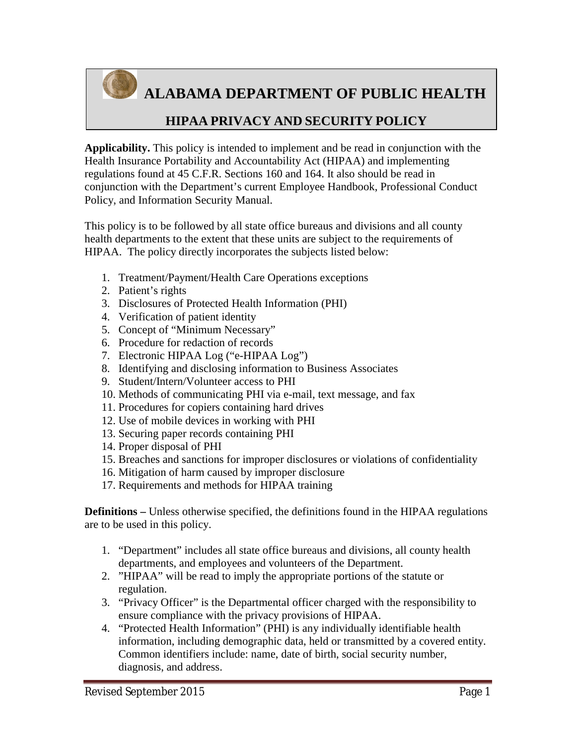# ALABAMA DEPARTMENT OF PUBLIC HEALTH

## HIPAA PRIVACY AND SECURITY POLICY

**Applicability.** This policy is intended to implement and be read in conjunction with the Health Insurance Portability and Accountability Act (HIPAA) and implementing regulations found at 45 C.F.R. Sections 160 and 164. It also should be read in conjunction with the Department's current Employee Handbook, Professional Conduct Policy, and Information Security Manual.

This policy is to be followed by all state office bureaus and divisions and all county health departments to the extent that these units are subject to the requirements of HIPAA. The policy directly incorporates the subjects listed below:

1. Treatment/Payment/Health Care Operations exceptions
2. Patient's rights
3. Disclosures of Protected Health Information (PHI)
4. Verification of patient identity
5. Concept of "Minimum Necessary"
6. Procedure for redaction of records
7. Electronic HIPAA Log ("e-HIPAA Log")
8. Identifying and disclosing information to Business Associates
9. Student/Intern/Volunteer access to PHI
10. Methods of communicating PHI via e-mail, text message, and fax
11. Procedures for copiers containing hard drives
12. Use of mobile devices in working with PHI
13. Securing paper records containing PHI
14. Proper disposal of PHI
15. Breaches and sanctions for improper disclosures or violations of confidentiality
16. Mitigation of harm caused by improper disclosure
17. Requirements and methods for HIPAA training

**Definitions –** Unless otherwise specified, the definitions found in the HIPAA regulations are to be used in this policy.

1. "Department" includes all state office bureaus and divisions, all county health departments, and employees and volunteers of the Department.
2. "HIPAA" will be read to imply the appropriate portions of the statute or regulation.
3. "Privacy Officer" is the Departmental officer charged with the responsibility to ensure compliance with the privacy provisions of HIPAA.
4. "Protected Health Information" (PHI) is any individually identifiable health information, including demographic data, held or transmitted by a covered entity. Common identifiers include: name, date of birth, social security number, diagnosis, and address.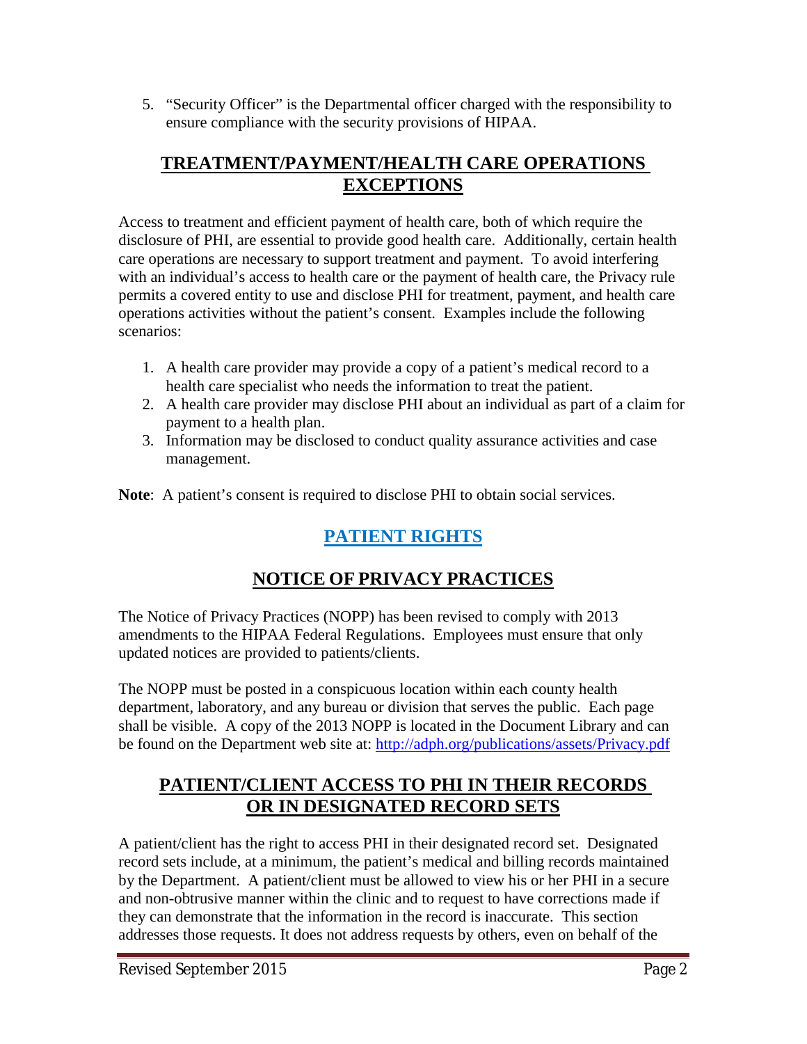5. "Security Officer" is the Departmental officer charged with the responsibility to ensure compliance with the security provisions of HIPAA.

## TREATMENT/PAYMENT/HEALTH CARE OPERATIONS EXCEPTIONS

Access to treatment and efficient payment of health care, both of which require the disclosure of PHI, are essential to provide good health care. Additionally, certain health care operations are necessary to support treatment and payment. To avoid interfering with an individual's access to health care or the payment of health care, the Privacy rule permits a covered entity to use and disclose PHI for treatment, payment, and health care operations activities without the patient's consent. Examples include the following scenarios:

1. A health care provider may provide a copy of a patient's medical record to a health care specialist who needs the information to treat the patient.
2. A health care provider may disclose PHI about an individual as part of a claim for payment to a health plan.
3. Information may be disclosed to conduct quality assurance activities and case management.

**Note**: A patient's consent is required to disclose PHI to obtain social services.

## PATIENT RIGHTS

## NOTICE OF PRIVACY PRACTICES

The Notice of Privacy Practices (NOPP) has been revised to comply with 2013 amendments to the HIPAA Federal Regulations. Employees must ensure that only updated notices are provided to patients/clients.

The NOPP must be posted in a conspicuous location within each county health department, laboratory, and any bureau or division that serves the public. Each page shall be visible. A copy of the 2013 NOPP is located in the Document Library and can be found on the Department web site at: http://adph.org/publications/assets/Privacy.pdf

## PATIENT/CLIENT ACCESS TO PHI IN THEIR RECORDS OR IN DESIGNATED RECORD SETS

A patient/client has the right to access PHI in their designated record set. Designated record sets include, at a minimum, the patient's medical and billing records maintained by the Department. A patient/client must be allowed to view his or her PHI in a secure and non-obtrusive manner within the clinic and to request to have corrections made if they can demonstrate that the information in the record is inaccurate. This section addresses those requests. It does not address requests by others, even on behalf of the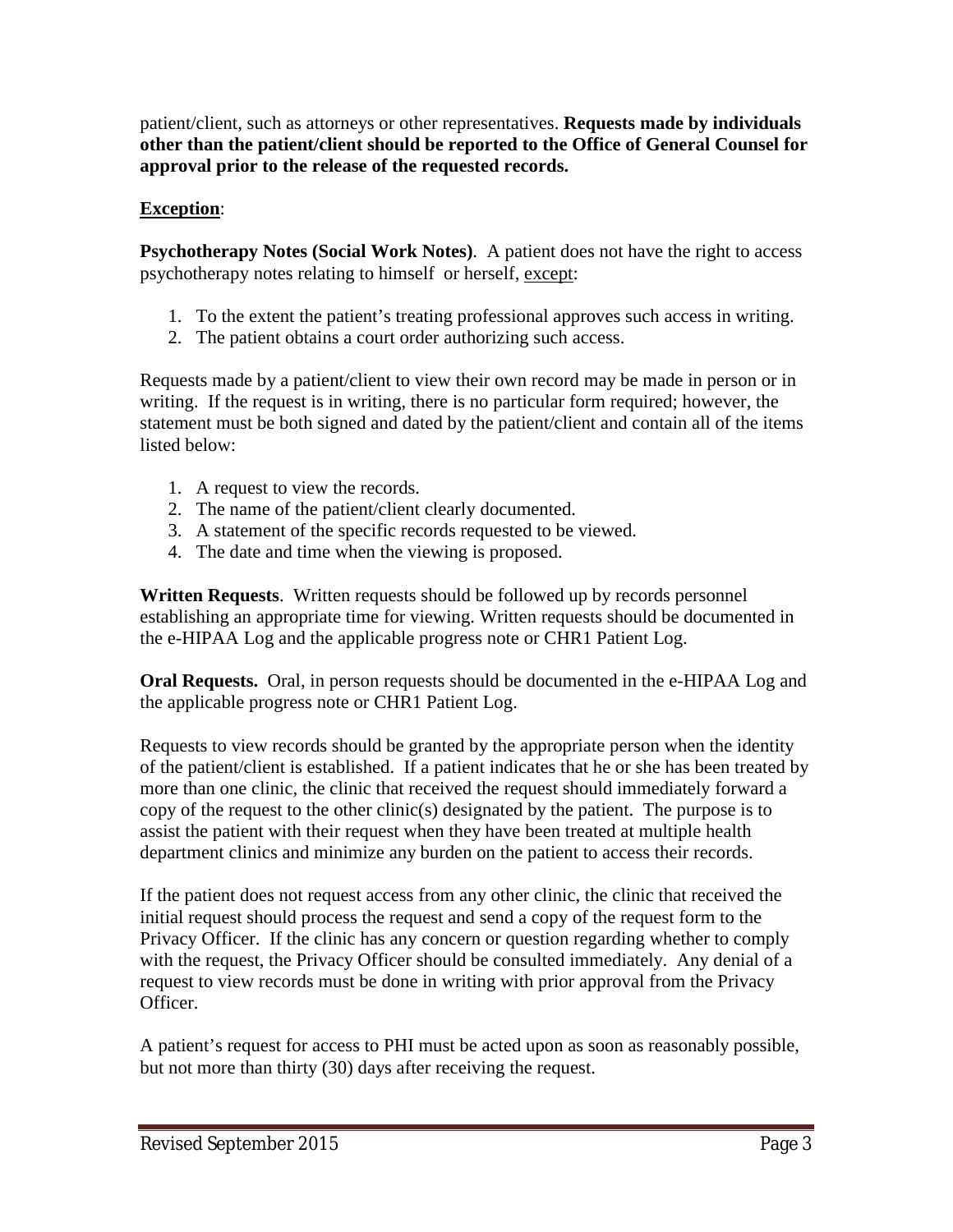patient/client, such as attorneys or other representatives. **Requests made by individuals other than the patient/client should be reported to the Office of General Counsel for approval prior to the release of the requested records.**

**Exception**:

**Psychotherapy Notes (Social Work Notes)**. A patient does not have the right to access psychotherapy notes relating to himself or herself, except:

1. To the extent the patient's treating professional approves such access in writing.
2. The patient obtains a court order authorizing such access.

Requests made by a patient/client to view their own record may be made in person or in writing. If the request is in writing, there is no particular form required; however, the statement must be both signed and dated by the patient/client and contain all of the items listed below:

1. A request to view the records.
2. The name of the patient/client clearly documented.
3. A statement of the specific records requested to be viewed.
4. The date and time when the viewing is proposed.

**Written Requests**. Written requests should be followed up by records personnel establishing an appropriate time for viewing. Written requests should be documented in the e-HIPAA Log and the applicable progress note or CHR1 Patient Log.

**Oral Requests.** Oral, in person requests should be documented in the e-HIPAA Log and the applicable progress note or CHR1 Patient Log.

Requests to view records should be granted by the appropriate person when the identity of the patient/client is established. If a patient indicates that he or she has been treated by more than one clinic, the clinic that received the request should immediately forward a copy of the request to the other clinic(s) designated by the patient. The purpose is to assist the patient with their request when they have been treated at multiple health department clinics and minimize any burden on the patient to access their records.

If the patient does not request access from any other clinic, the clinic that received the initial request should process the request and send a copy of the request form to the Privacy Officer. If the clinic has any concern or question regarding whether to comply with the request, the Privacy Officer should be consulted immediately. Any denial of a request to view records must be done in writing with prior approval from the Privacy Officer.

A patient's request for access to PHI must be acted upon as soon as reasonably possible, but not more than thirty (30) days after receiving the request.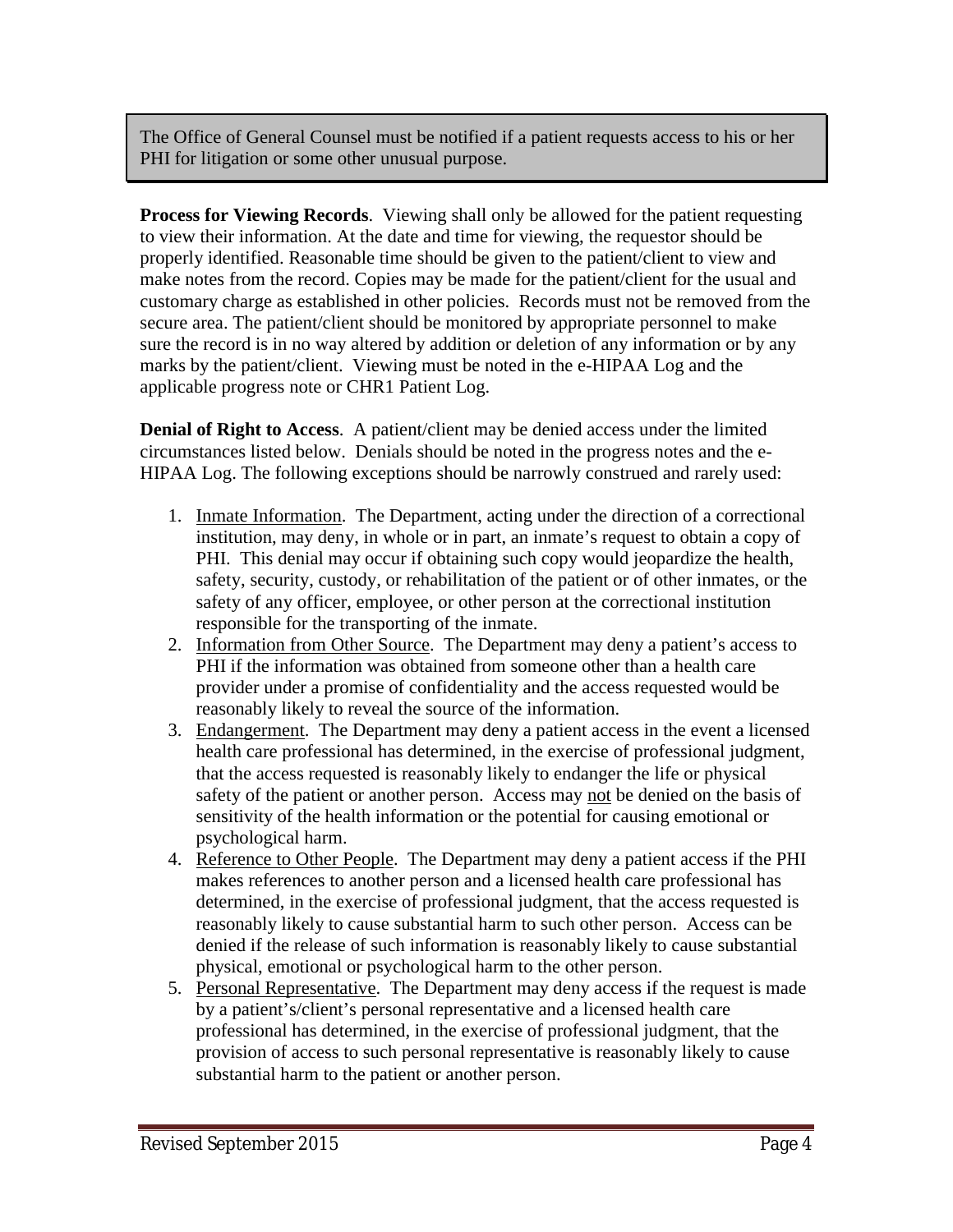> The Office of General Counsel must be notified if a patient requests access to his or her PHI for litigation or some other unusual purpose.

**Process for Viewing Records**. Viewing shall only be allowed for the patient requesting to view their information. At the date and time for viewing, the requestor should be properly identified. Reasonable time should be given to the patient/client to view and make notes from the record. Copies may be made for the patient/client for the usual and customary charge as established in other policies. Records must not be removed from the secure area. The patient/client should be monitored by appropriate personnel to make sure the record is in no way altered by addition or deletion of any information or by any marks by the patient/client. Viewing must be noted in the e-HIPAA Log and the applicable progress note or CHR1 Patient Log.

**Denial of Right to Access**. A patient/client may be denied access under the limited circumstances listed below. Denials should be noted in the progress notes and the e-HIPAA Log. The following exceptions should be narrowly construed and rarely used:

1. <u>Inmate Information</u>. The Department, acting under the direction of a correctional institution, may deny, in whole or in part, an inmate's request to obtain a copy of PHI. This denial may occur if obtaining such copy would jeopardize the health, safety, security, custody, or rehabilitation of the patient or of other inmates, or the safety of any officer, employee, or other person at the correctional institution responsible for the transporting of the inmate.
2. <u>Information from Other Source</u>. The Department may deny a patient's access to PHI if the information was obtained from someone other than a health care provider under a promise of confidentiality and the access requested would be reasonably likely to reveal the source of the information.
3. <u>Endangerment</u>. The Department may deny a patient access in the event a licensed health care professional has determined, in the exercise of professional judgment, that the access requested is reasonably likely to endanger the life or physical safety of the patient or another person. Access may <u>not</u> be denied on the basis of sensitivity of the health information or the potential for causing emotional or psychological harm.
4. <u>Reference to Other People</u>. The Department may deny a patient access if the PHI makes references to another person and a licensed health care professional has determined, in the exercise of professional judgment, that the access requested is reasonably likely to cause substantial harm to such other person. Access can be denied if the release of such information is reasonably likely to cause substantial physical, emotional or psychological harm to the other person.
5. <u>Personal Representative</u>. The Department may deny access if the request is made by a patient's/client's personal representative and a licensed health care professional has determined, in the exercise of professional judgment, that the provision of access to such personal representative is reasonably likely to cause substantial harm to the patient or another person.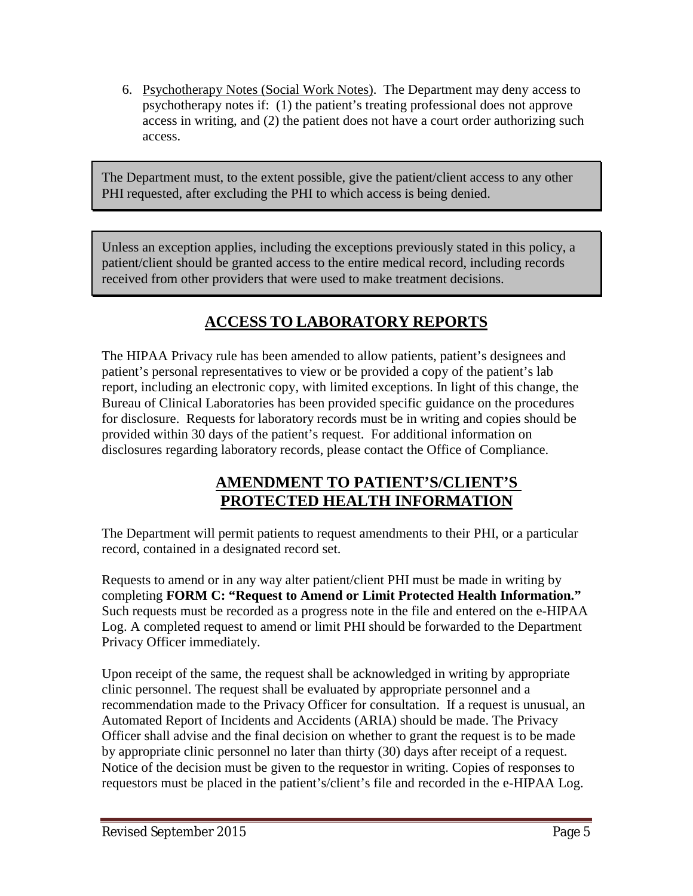6. Psychotherapy Notes (Social Work Notes). The Department may deny access to psychotherapy notes if: (1) the patient's treating professional does not approve access in writing, and (2) the patient does not have a court order authorizing such access.

> The Department must, to the extent possible, give the patient/client access to any other PHI requested, after excluding the PHI to which access is being denied.

> Unless an exception applies, including the exceptions previously stated in this policy, a patient/client should be granted access to the entire medical record, including records received from other providers that were used to make treatment decisions.

## ACCESS TO LABORATORY REPORTS

The HIPAA Privacy rule has been amended to allow patients, patient's designees and patient's personal representatives to view or be provided a copy of the patient's lab report, including an electronic copy, with limited exceptions. In light of this change, the Bureau of Clinical Laboratories has been provided specific guidance on the procedures for disclosure. Requests for laboratory records must be in writing and copies should be provided within 30 days of the patient's request. For additional information on disclosures regarding laboratory records, please contact the Office of Compliance.

## AMENDMENT TO PATIENT'S/CLIENT'S PROTECTED HEALTH INFORMATION

The Department will permit patients to request amendments to their PHI, or a particular record, contained in a designated record set.

Requests to amend or in any way alter patient/client PHI must be made in writing by completing **FORM C: "Request to Amend or Limit Protected Health Information."** Such requests must be recorded as a progress note in the file and entered on the e-HIPAA Log. A completed request to amend or limit PHI should be forwarded to the Department Privacy Officer immediately.

Upon receipt of the same, the request shall be acknowledged in writing by appropriate clinic personnel. The request shall be evaluated by appropriate personnel and a recommendation made to the Privacy Officer for consultation. If a request is unusual, an Automated Report of Incidents and Accidents (ARIA) should be made. The Privacy Officer shall advise and the final decision on whether to grant the request is to be made by appropriate clinic personnel no later than thirty (30) days after receipt of a request. Notice of the decision must be given to the requestor in writing. Copies of responses to requestors must be placed in the patient's/client's file and recorded in the e-HIPAA Log.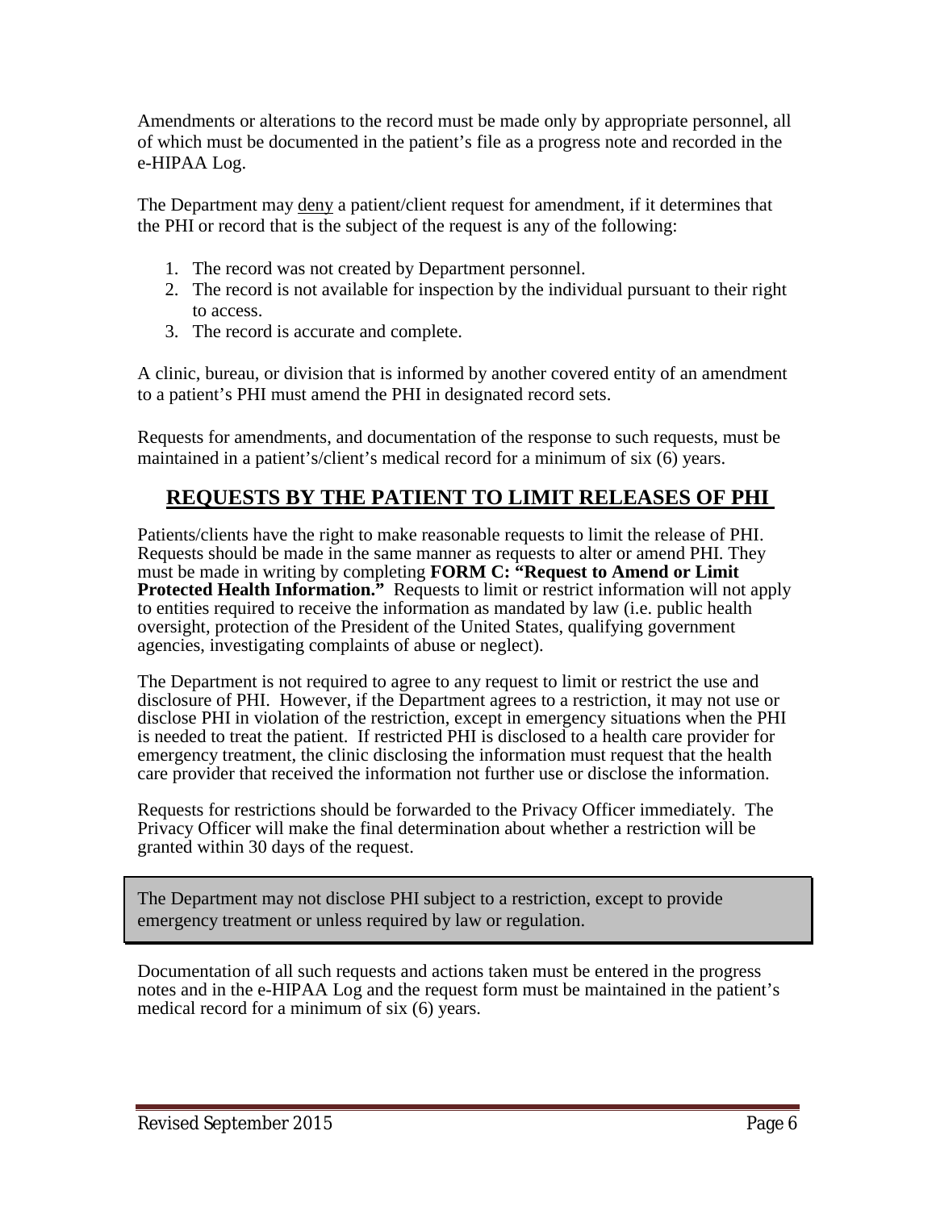Amendments or alterations to the record must be made only by appropriate personnel, all of which must be documented in the patient's file as a progress note and recorded in the e-HIPAA Log.

The Department may deny a patient/client request for amendment, if it determines that the PHI or record that is the subject of the request is any of the following:

1. The record was not created by Department personnel.
2. The record is not available for inspection by the individual pursuant to their right to access.
3. The record is accurate and complete.

A clinic, bureau, or division that is informed by another covered entity of an amendment to a patient's PHI must amend the PHI in designated record sets.

Requests for amendments, and documentation of the response to such requests, must be maintained in a patient's/client's medical record for a minimum of six (6) years.

## REQUESTS BY THE PATIENT TO LIMIT RELEASES OF PHI

Patients/clients have the right to make reasonable requests to limit the release of PHI. Requests should be made in the same manner as requests to alter or amend PHI. They must be made in writing by completing **FORM C: "Request to Amend or Limit Protected Health Information."** Requests to limit or restrict information will not apply to entities required to receive the information as mandated by law (i.e. public health oversight, protection of the President of the United States, qualifying government agencies, investigating complaints of abuse or neglect).

The Department is not required to agree to any request to limit or restrict the use and disclosure of PHI. However, if the Department agrees to a restriction, it may not use or disclose PHI in violation of the restriction, except in emergency situations when the PHI is needed to treat the patient. If restricted PHI is disclosed to a health care provider for emergency treatment, the clinic disclosing the information must request that the health care provider that received the information not further use or disclose the information.

Requests for restrictions should be forwarded to the Privacy Officer immediately. The Privacy Officer will make the final determination about whether a restriction will be granted within 30 days of the request.

> The Department may not disclose PHI subject to a restriction, except to provide emergency treatment or unless required by law or regulation.

Documentation of all such requests and actions taken must be entered in the progress notes and in the e-HIPAA Log and the request form must be maintained in the patient's medical record for a minimum of six (6) years.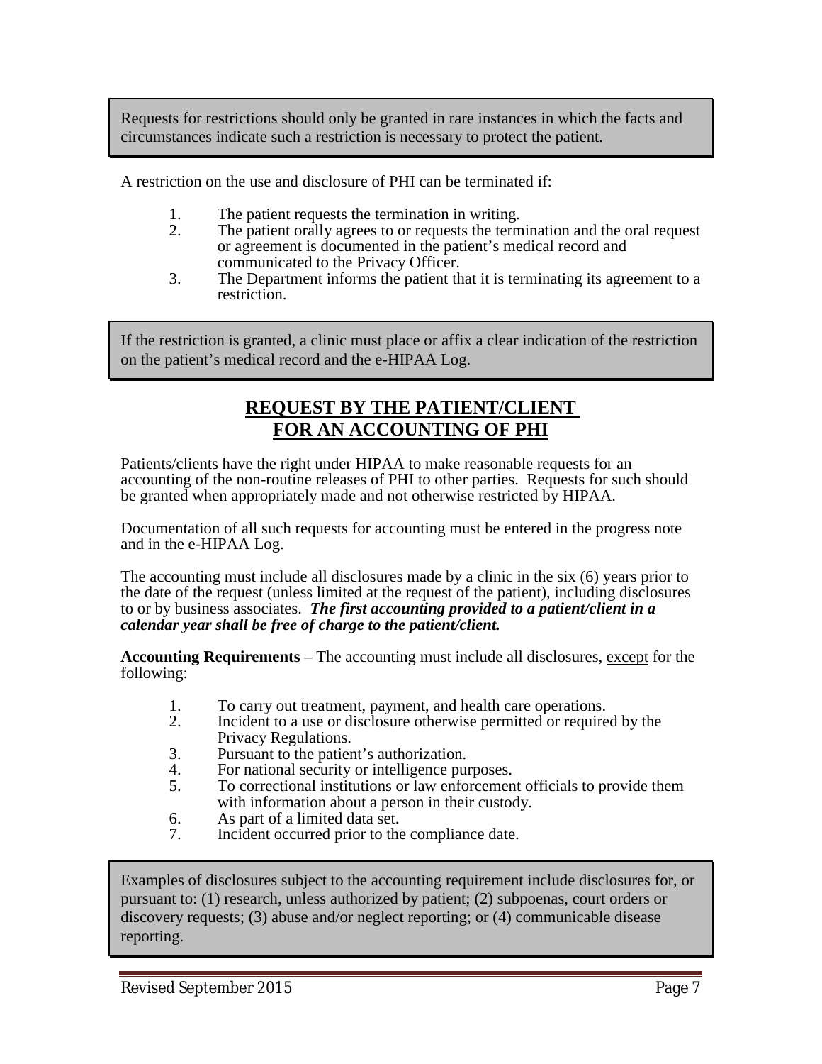Requests for restrictions should only be granted in rare instances in which the facts and circumstances indicate such a restriction is necessary to protect the patient.

A restriction on the use and disclosure of PHI can be terminated if:

1. The patient requests the termination in writing.
2. The patient orally agrees to or requests the termination and the oral request or agreement is documented in the patient's medical record and communicated to the Privacy Officer.
3. The Department informs the patient that it is terminating its agreement to a restriction.

If the restriction is granted, a clinic must place or affix a clear indication of the restriction on the patient's medical record and the e-HIPAA Log.

## REQUEST BY THE PATIENT/CLIENT FOR AN ACCOUNTING OF PHI

Patients/clients have the right under HIPAA to make reasonable requests for an accounting of the non-routine releases of PHI to other parties. Requests for such should be granted when appropriately made and not otherwise restricted by HIPAA.

Documentation of all such requests for accounting must be entered in the progress note and in the e-HIPAA Log.

The accounting must include all disclosures made by a clinic in the six (6) years prior to the date of the request (unless limited at the request of the patient), including disclosures to or by business associates. ***The first accounting provided to a patient/client in a calendar year shall be free of charge to the patient/client.***

**Accounting Requirements** – The accounting must include all disclosures, except for the following:

1. To carry out treatment, payment, and health care operations.
2. Incident to a use or disclosure otherwise permitted or required by the Privacy Regulations.
3. Pursuant to the patient's authorization.
4. For national security or intelligence purposes.
5. To correctional institutions or law enforcement officials to provide them with information about a person in their custody.
6. As part of a limited data set.
7. Incident occurred prior to the compliance date.

Examples of disclosures subject to the accounting requirement include disclosures for, or pursuant to: (1) research, unless authorized by patient; (2) subpoenas, court orders or discovery requests; (3) abuse and/or neglect reporting; or (4) communicable disease reporting.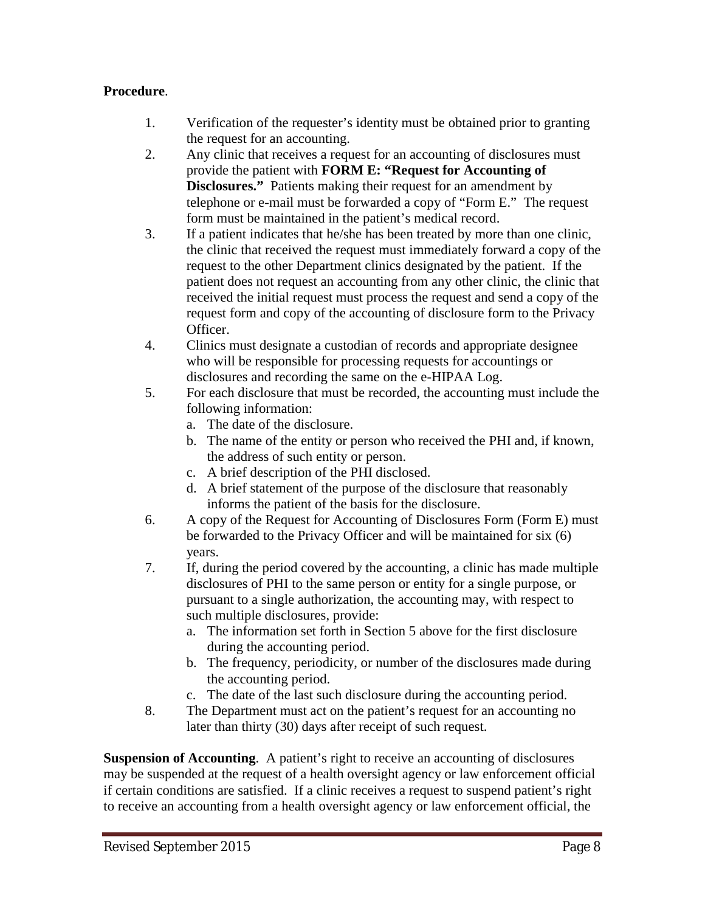**Procedure**.

1. Verification of the requester's identity must be obtained prior to granting the request for an accounting.
2. Any clinic that receives a request for an accounting of disclosures must provide the patient with **FORM E: "Request for Accounting of Disclosures."** Patients making their request for an amendment by telephone or e-mail must be forwarded a copy of "Form E." The request form must be maintained in the patient's medical record.
3. If a patient indicates that he/she has been treated by more than one clinic, the clinic that received the request must immediately forward a copy of the request to the other Department clinics designated by the patient. If the patient does not request an accounting from any other clinic, the clinic that received the initial request must process the request and send a copy of the request form and copy of the accounting of disclosure form to the Privacy Officer.
4. Clinics must designate a custodian of records and appropriate designee who will be responsible for processing requests for accountings or disclosures and recording the same on the e-HIPAA Log.
5. For each disclosure that must be recorded, the accounting must include the following information:
   a. The date of the disclosure.
   b. The name of the entity or person who received the PHI and, if known, the address of such entity or person.
   c. A brief description of the PHI disclosed.
   d. A brief statement of the purpose of the disclosure that reasonably informs the patient of the basis for the disclosure.
6. A copy of the Request for Accounting of Disclosures Form (Form E) must be forwarded to the Privacy Officer and will be maintained for six (6) years.
7. If, during the period covered by the accounting, a clinic has made multiple disclosures of PHI to the same person or entity for a single purpose, or pursuant to a single authorization, the accounting may, with respect to such multiple disclosures, provide:
   a. The information set forth in Section 5 above for the first disclosure during the accounting period.
   b. The frequency, periodicity, or number of the disclosures made during the accounting period.
   c. The date of the last such disclosure during the accounting period.
8. The Department must act on the patient's request for an accounting no later than thirty (30) days after receipt of such request.

**Suspension of Accounting**. A patient's right to receive an accounting of disclosures may be suspended at the request of a health oversight agency or law enforcement official if certain conditions are satisfied. If a clinic receives a request to suspend patient's right to receive an accounting from a health oversight agency or law enforcement official, the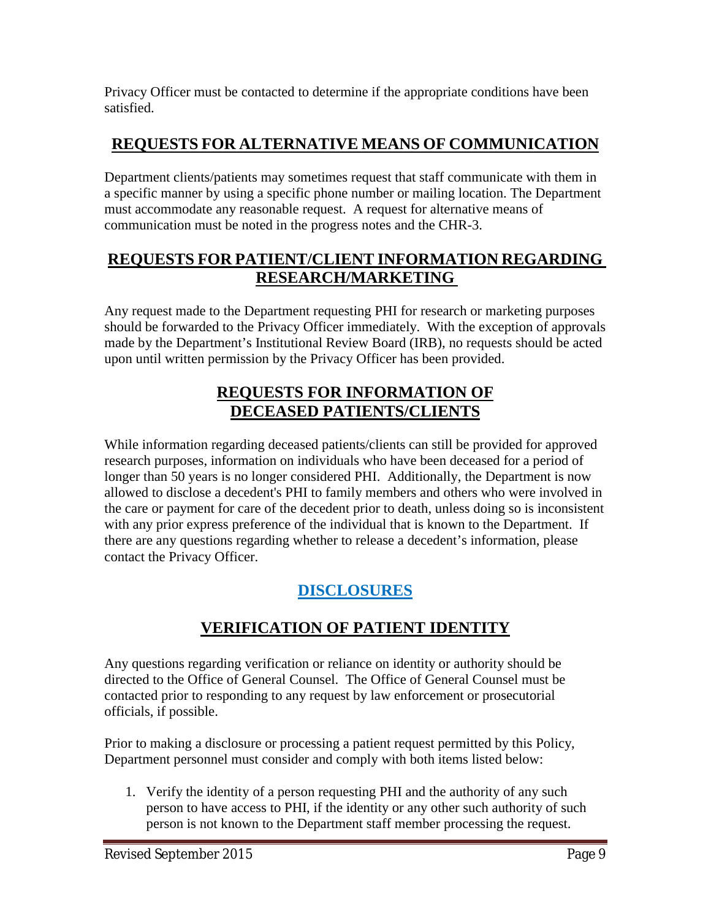Privacy Officer must be contacted to determine if the appropriate conditions have been satisfied.

## REQUESTS FOR ALTERNATIVE MEANS OF COMMUNICATION

Department clients/patients may sometimes request that staff communicate with them in a specific manner by using a specific phone number or mailing location. The Department must accommodate any reasonable request. A request for alternative means of communication must be noted in the progress notes and the CHR-3.

## REQUESTS FOR PATIENT/CLIENT INFORMATION REGARDING RESEARCH/MARKETING

Any request made to the Department requesting PHI for research or marketing purposes should be forwarded to the Privacy Officer immediately. With the exception of approvals made by the Department's Institutional Review Board (IRB), no requests should be acted upon until written permission by the Privacy Officer has been provided.

## REQUESTS FOR INFORMATION OF DECEASED PATIENTS/CLIENTS

While information regarding deceased patients/clients can still be provided for approved research purposes, information on individuals who have been deceased for a period of longer than 50 years is no longer considered PHI. Additionally, the Department is now allowed to disclose a decedent's PHI to family members and others who were involved in the care or payment for care of the decedent prior to death, unless doing so is inconsistent with any prior express preference of the individual that is known to the Department. If there are any questions regarding whether to release a decedent's information, please contact the Privacy Officer.

# DISCLOSURES

## VERIFICATION OF PATIENT IDENTITY

Any questions regarding verification or reliance on identity or authority should be directed to the Office of General Counsel. The Office of General Counsel must be contacted prior to responding to any request by law enforcement or prosecutorial officials, if possible.

Prior to making a disclosure or processing a patient request permitted by this Policy, Department personnel must consider and comply with both items listed below:

1. Verify the identity of a person requesting PHI and the authority of any such person to have access to PHI, if the identity or any other such authority of such person is not known to the Department staff member processing the request.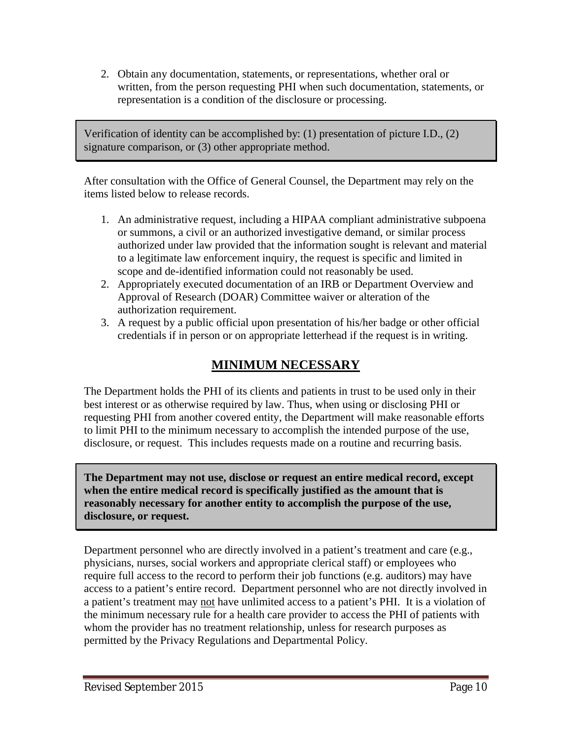2. Obtain any documentation, statements, or representations, whether oral or written, from the person requesting PHI when such documentation, statements, or representation is a condition of the disclosure or processing.

> Verification of identity can be accomplished by: (1) presentation of picture I.D., (2) signature comparison, or (3) other appropriate method.

After consultation with the Office of General Counsel, the Department may rely on the items listed below to release records.

1. An administrative request, including a HIPAA compliant administrative subpoena or summons, a civil or an authorized investigative demand, or similar process authorized under law provided that the information sought is relevant and material to a legitimate law enforcement inquiry, the request is specific and limited in scope and de-identified information could not reasonably be used.
2. Appropriately executed documentation of an IRB or Department Overview and Approval of Research (DOAR) Committee waiver or alteration of the authorization requirement.
3. A request by a public official upon presentation of his/her badge or other official credentials if in person or on appropriate letterhead if the request is in writing.

## MINIMUM NECESSARY

The Department holds the PHI of its clients and patients in trust to be used only in their best interest or as otherwise required by law. Thus, when using or disclosing PHI or requesting PHI from another covered entity, the Department will make reasonable efforts to limit PHI to the minimum necessary to accomplish the intended purpose of the use, disclosure, or request. This includes requests made on a routine and recurring basis.

> **The Department may not use, disclose or request an entire medical record, except when the entire medical record is specifically justified as the amount that is reasonably necessary for another entity to accomplish the purpose of the use, disclosure, or request.**

Department personnel who are directly involved in a patient's treatment and care (e.g., physicians, nurses, social workers and appropriate clerical staff) or employees who require full access to the record to perform their job functions (e.g. auditors) may have access to a patient's entire record. Department personnel who are not directly involved in a patient's treatment may not have unlimited access to a patient's PHI. It is a violation of the minimum necessary rule for a health care provider to access the PHI of patients with whom the provider has no treatment relationship, unless for research purposes as permitted by the Privacy Regulations and Departmental Policy.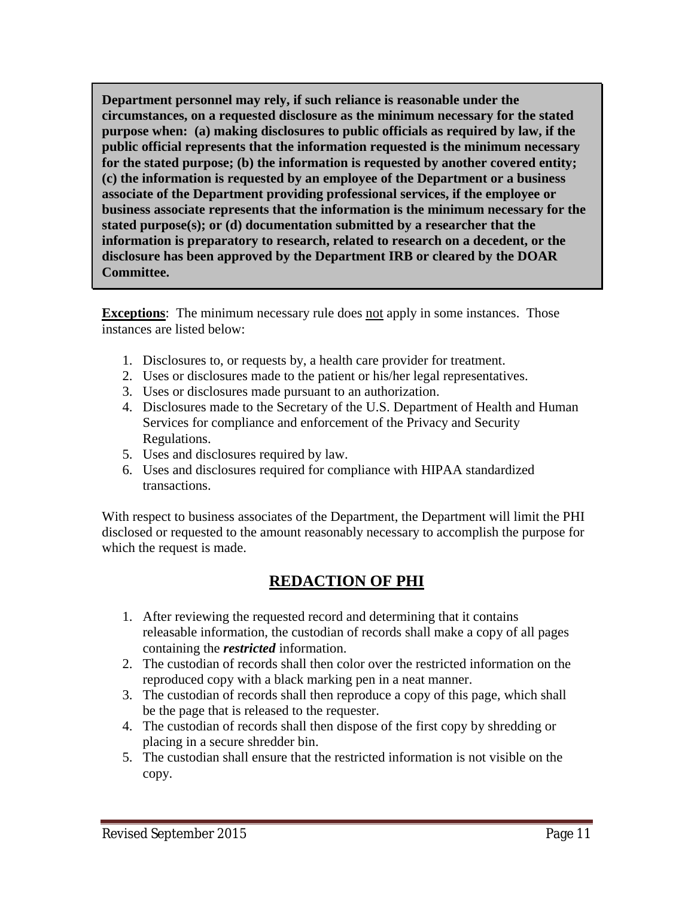**Department personnel may rely, if such reliance is reasonable under the circumstances, on a requested disclosure as the minimum necessary for the stated purpose when: (a) making disclosures to public officials as required by law, if the public official represents that the information requested is the minimum necessary for the stated purpose; (b) the information is requested by another covered entity; (c) the information is requested by an employee of the Department or a business associate of the Department providing professional services, if the employee or business associate represents that the information is the minimum necessary for the stated purpose(s); or (d) documentation submitted by a researcher that the information is preparatory to research, related to research on a decedent, or the disclosure has been approved by the Department IRB or cleared by the DOAR Committee.**

**Exceptions**: The minimum necessary rule does not apply in some instances. Those instances are listed below:

1. Disclosures to, or requests by, a health care provider for treatment.
2. Uses or disclosures made to the patient or his/her legal representatives.
3. Uses or disclosures made pursuant to an authorization.
4. Disclosures made to the Secretary of the U.S. Department of Health and Human Services for compliance and enforcement of the Privacy and Security Regulations.
5. Uses and disclosures required by law.
6. Uses and disclosures required for compliance with HIPAA standardized transactions.

With respect to business associates of the Department, the Department will limit the PHI disclosed or requested to the amount reasonably necessary to accomplish the purpose for which the request is made.

## REDACTION OF PHI

1. After reviewing the requested record and determining that it contains releasable information, the custodian of records shall make a copy of all pages containing the ***restricted*** information.
2. The custodian of records shall then color over the restricted information on the reproduced copy with a black marking pen in a neat manner.
3. The custodian of records shall then reproduce a copy of this page, which shall be the page that is released to the requester.
4. The custodian of records shall then dispose of the first copy by shredding or placing in a secure shredder bin.
5. The custodian shall ensure that the restricted information is not visible on the copy.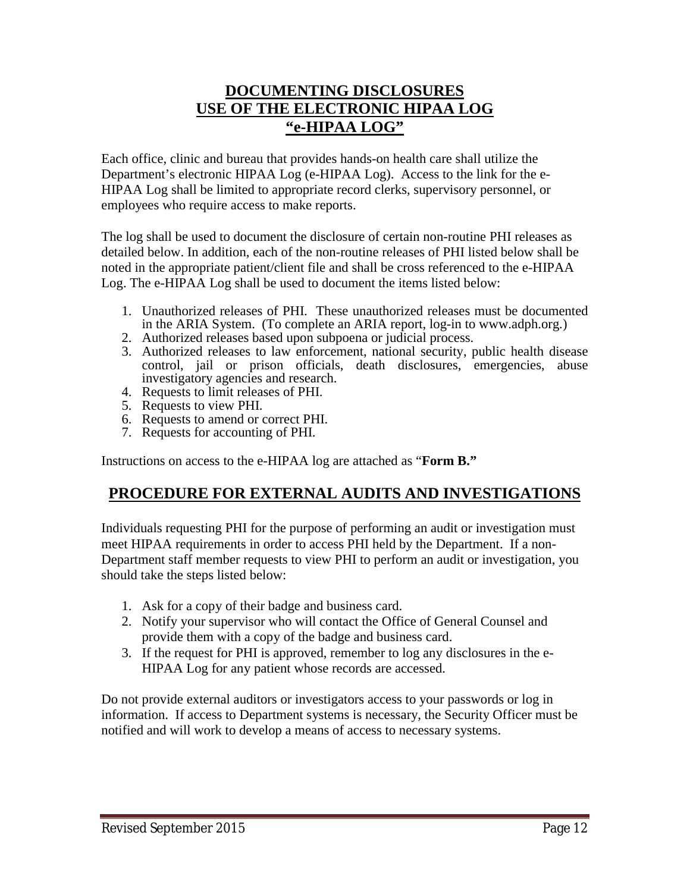## DOCUMENTING DISCLOSURES
## USE OF THE ELECTRONIC HIPAA LOG
## "e-HIPAA LOG"

Each office, clinic and bureau that provides hands-on health care shall utilize the Department's electronic HIPAA Log (e-HIPAA Log). Access to the link for the e-HIPAA Log shall be limited to appropriate record clerks, supervisory personnel, or employees who require access to make reports.

The log shall be used to document the disclosure of certain non-routine PHI releases as detailed below. In addition, each of the non-routine releases of PHI listed below shall be noted in the appropriate patient/client file and shall be cross referenced to the e-HIPAA Log. The e-HIPAA Log shall be used to document the items listed below:

1. Unauthorized releases of PHI. These unauthorized releases must be documented in the ARIA System. (To complete an ARIA report, log-in to www.adph.org.)
2. Authorized releases based upon subpoena or judicial process.
3. Authorized releases to law enforcement, national security, public health disease control, jail or prison officials, death disclosures, emergencies, abuse investigatory agencies and research.
4. Requests to limit releases of PHI.
5. Requests to view PHI.
6. Requests to amend or correct PHI.
7. Requests for accounting of PHI.

Instructions on access to the e-HIPAA log are attached as "**Form B.**"

## PROCEDURE FOR EXTERNAL AUDITS AND INVESTIGATIONS

Individuals requesting PHI for the purpose of performing an audit or investigation must meet HIPAA requirements in order to access PHI held by the Department. If a non-Department staff member requests to view PHI to perform an audit or investigation, you should take the steps listed below:

1. Ask for a copy of their badge and business card.
2. Notify your supervisor who will contact the Office of General Counsel and provide them with a copy of the badge and business card.
3. If the request for PHI is approved, remember to log any disclosures in the e-HIPAA Log for any patient whose records are accessed.

Do not provide external auditors or investigators access to your passwords or log in information. If access to Department systems is necessary, the Security Officer must be notified and will work to develop a means of access to necessary systems.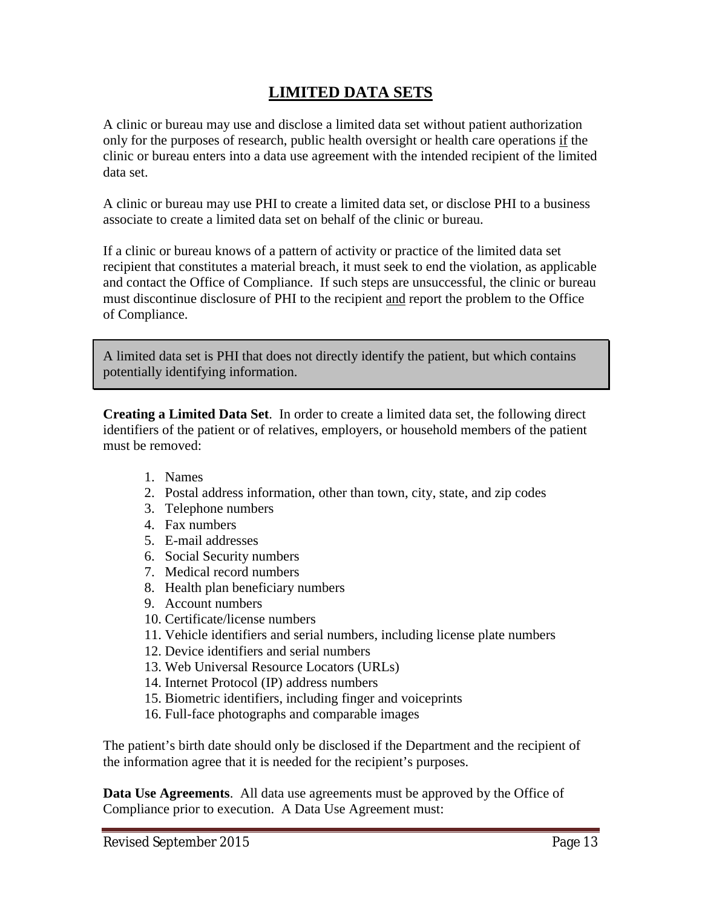# LIMITED DATA SETS

A clinic or bureau may use and disclose a limited data set without patient authorization only for the purposes of research, public health oversight or health care operations <u>if</u> the clinic or bureau enters into a data use agreement with the intended recipient of the limited data set.

A clinic or bureau may use PHI to create a limited data set, or disclose PHI to a business associate to create a limited data set on behalf of the clinic or bureau.

If a clinic or bureau knows of a pattern of activity or practice of the limited data set recipient that constitutes a material breach, it must seek to end the violation, as applicable and contact the Office of Compliance. If such steps are unsuccessful, the clinic or bureau must discontinue disclosure of PHI to the recipient <u>and</u> report the problem to the Office of Compliance.

> A limited data set is PHI that does not directly identify the patient, but which contains potentially identifying information.

**Creating a Limited Data Set**. In order to create a limited data set, the following direct identifiers of the patient or of relatives, employers, or household members of the patient must be removed:

1. Names
2. Postal address information, other than town, city, state, and zip codes
3. Telephone numbers
4. Fax numbers
5. E-mail addresses
6. Social Security numbers
7. Medical record numbers
8. Health plan beneficiary numbers
9. Account numbers
10. Certificate/license numbers
11. Vehicle identifiers and serial numbers, including license plate numbers
12. Device identifiers and serial numbers
13. Web Universal Resource Locators (URLs)
14. Internet Protocol (IP) address numbers
15. Biometric identifiers, including finger and voiceprints
16. Full-face photographs and comparable images

The patient's birth date should only be disclosed if the Department and the recipient of the information agree that it is needed for the recipient's purposes.

**Data Use Agreements**. All data use agreements must be approved by the Office of Compliance prior to execution. A Data Use Agreement must: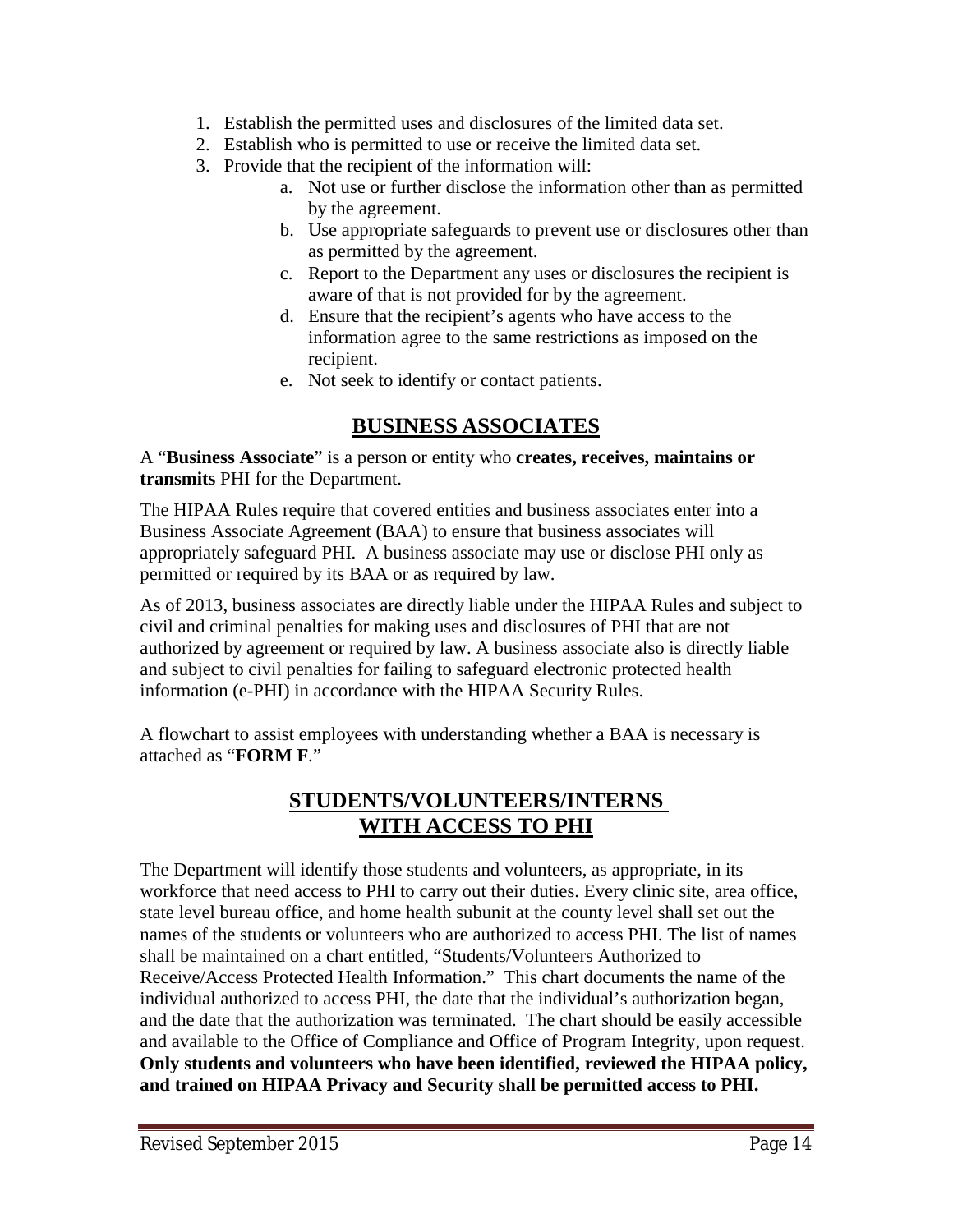1. Establish the permitted uses and disclosures of the limited data set.
2. Establish who is permitted to use or receive the limited data set.
3. Provide that the recipient of the information will:
    a. Not use or further disclose the information other than as permitted by the agreement.
    b. Use appropriate safeguards to prevent use or disclosures other than as permitted by the agreement.
    c. Report to the Department any uses or disclosures the recipient is aware of that is not provided for by the agreement.
    d. Ensure that the recipient's agents who have access to the information agree to the same restrictions as imposed on the recipient.
    e. Not seek to identify or contact patients.

## BUSINESS ASSOCIATES

A "**Business Associate**" is a person or entity who **creates, receives, maintains or transmits** PHI for the Department.

The HIPAA Rules require that covered entities and business associates enter into a Business Associate Agreement (BAA) to ensure that business associates will appropriately safeguard PHI. A business associate may use or disclose PHI only as permitted or required by its BAA or as required by law.

As of 2013, business associates are directly liable under the HIPAA Rules and subject to civil and criminal penalties for making uses and disclosures of PHI that are not authorized by agreement or required by law. A business associate also is directly liable and subject to civil penalties for failing to safeguard electronic protected health information (e-PHI) in accordance with the HIPAA Security Rules.

A flowchart to assist employees with understanding whether a BAA is necessary is attached as "**FORM F**."

## STUDENTS/VOLUNTEERS/INTERNS WITH ACCESS TO PHI

The Department will identify those students and volunteers, as appropriate, in its workforce that need access to PHI to carry out their duties. Every clinic site, area office, state level bureau office, and home health subunit at the county level shall set out the names of the students or volunteers who are authorized to access PHI. The list of names shall be maintained on a chart entitled, "Students/Volunteers Authorized to Receive/Access Protected Health Information." This chart documents the name of the individual authorized to access PHI, the date that the individual's authorization began, and the date that the authorization was terminated. The chart should be easily accessible and available to the Office of Compliance and Office of Program Integrity, upon request. **Only students and volunteers who have been identified, reviewed the HIPAA policy, and trained on HIPAA Privacy and Security shall be permitted access to PHI.**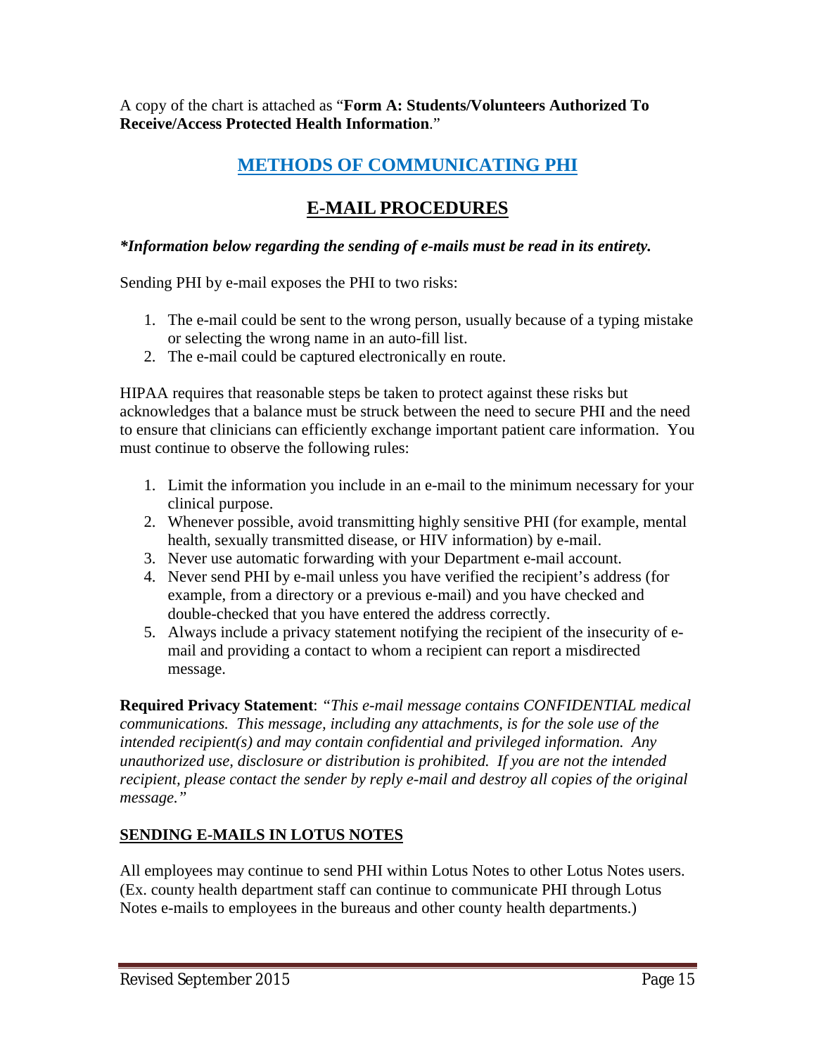A copy of the chart is attached as "**Form A: Students/Volunteers Authorized To Receive/Access Protected Health Information**."

## METHODS OF COMMUNICATING PHI

## E-MAIL PROCEDURES

***Information below regarding the sending of e-mails must be read in its entirety.**

Sending PHI by e-mail exposes the PHI to two risks:

1. The e-mail could be sent to the wrong person, usually because of a typing mistake or selecting the wrong name in an auto-fill list.
2. The e-mail could be captured electronically en route.

HIPAA requires that reasonable steps be taken to protect against these risks but acknowledges that a balance must be struck between the need to secure PHI and the need to ensure that clinicians can efficiently exchange important patient care information. You must continue to observe the following rules:

1. Limit the information you include in an e-mail to the minimum necessary for your clinical purpose.
2. Whenever possible, avoid transmitting highly sensitive PHI (for example, mental health, sexually transmitted disease, or HIV information) by e-mail.
3. Never use automatic forwarding with your Department e-mail account.
4. Never send PHI by e-mail unless you have verified the recipient's address (for example, from a directory or a previous e-mail) and you have checked and double-checked that you have entered the address correctly.
5. Always include a privacy statement notifying the recipient of the insecurity of e-mail and providing a contact to whom a recipient can report a misdirected message.

**Required Privacy Statement**: *"This e-mail message contains CONFIDENTIAL medical communications. This message, including any attachments, is for the sole use of the intended recipient(s) and may contain confidential and privileged information. Any unauthorized use, disclosure or distribution is prohibited. If you are not the intended recipient, please contact the sender by reply e-mail and destroy all copies of the original message."*

### SENDING E-MAILS IN LOTUS NOTES

All employees may continue to send PHI within Lotus Notes to other Lotus Notes users. (Ex. county health department staff can continue to communicate PHI through Lotus Notes e-mails to employees in the bureaus and other county health departments.)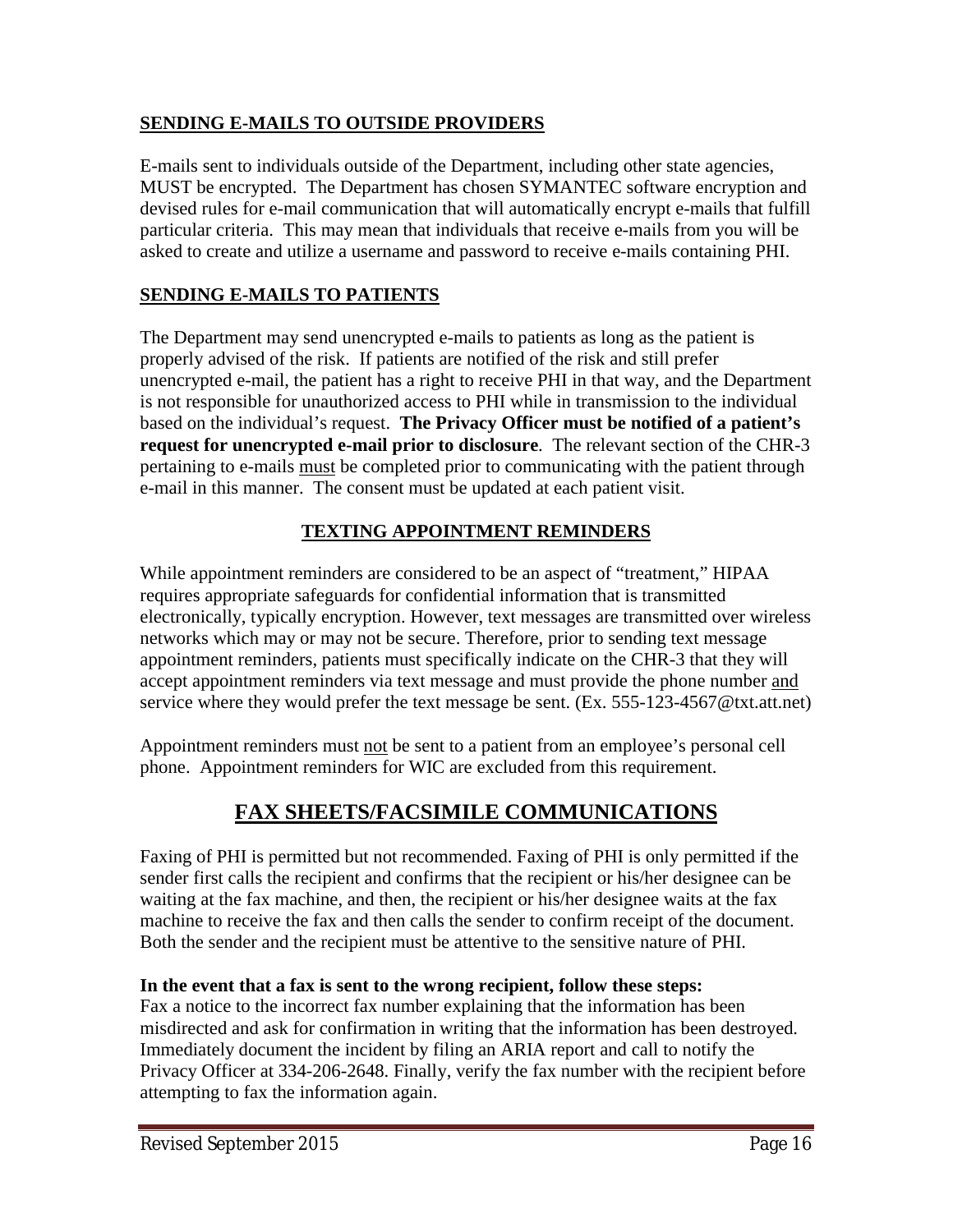## SENDING E-MAILS TO OUTSIDE PROVIDERS

E-mails sent to individuals outside of the Department, including other state agencies, MUST be encrypted. The Department has chosen SYMANTEC software encryption and devised rules for e-mail communication that will automatically encrypt e-mails that fulfill particular criteria. This may mean that individuals that receive e-mails from you will be asked to create and utilize a username and password to receive e-mails containing PHI.

## SENDING E-MAILS TO PATIENTS

The Department may send unencrypted e-mails to patients as long as the patient is properly advised of the risk. If patients are notified of the risk and still prefer unencrypted e-mail, the patient has a right to receive PHI in that way, and the Department is not responsible for unauthorized access to PHI while in transmission to the individual based on the individual's request. **The Privacy Officer must be notified of a patient's request for unencrypted e-mail prior to disclosure**. The relevant section of the CHR-3 pertaining to e-mails must be completed prior to communicating with the patient through e-mail in this manner. The consent must be updated at each patient visit.

## TEXTING APPOINTMENT REMINDERS

While appointment reminders are considered to be an aspect of "treatment," HIPAA requires appropriate safeguards for confidential information that is transmitted electronically, typically encryption. However, text messages are transmitted over wireless networks which may or may not be secure. Therefore, prior to sending text message appointment reminders, patients must specifically indicate on the CHR-3 that they will accept appointment reminders via text message and must provide the phone number and service where they would prefer the text message be sent. (Ex. 555-123-4567@txt.att.net)

Appointment reminders must not be sent to a patient from an employee's personal cell phone. Appointment reminders for WIC are excluded from this requirement.

# FAX SHEETS/FACSIMILE COMMUNICATIONS

Faxing of PHI is permitted but not recommended. Faxing of PHI is only permitted if the sender first calls the recipient and confirms that the recipient or his/her designee can be waiting at the fax machine, and then, the recipient or his/her designee waits at the fax machine to receive the fax and then calls the sender to confirm receipt of the document. Both the sender and the recipient must be attentive to the sensitive nature of PHI.

**In the event that a fax is sent to the wrong recipient, follow these steps:**
Fax a notice to the incorrect fax number explaining that the information has been misdirected and ask for confirmation in writing that the information has been destroyed. Immediately document the incident by filing an ARIA report and call to notify the Privacy Officer at 334-206-2648. Finally, verify the fax number with the recipient before attempting to fax the information again.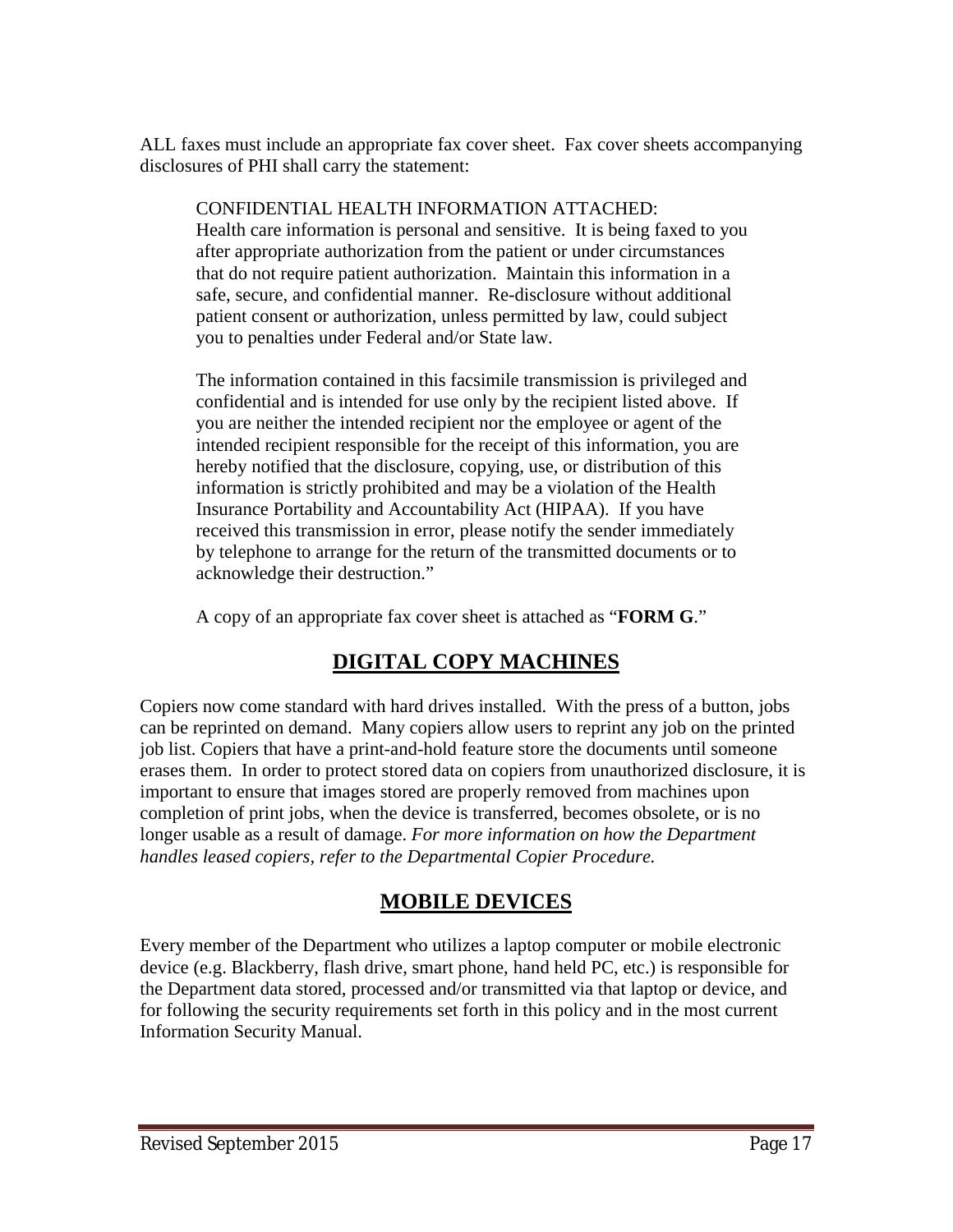ALL faxes must include an appropriate fax cover sheet. Fax cover sheets accompanying disclosures of PHI shall carry the statement:

> CONFIDENTIAL HEALTH INFORMATION ATTACHED:
> Health care information is personal and sensitive. It is being faxed to you after appropriate authorization from the patient or under circumstances that do not require patient authorization. Maintain this information in a safe, secure, and confidential manner. Re-disclosure without additional patient consent or authorization, unless permitted by law, could subject you to penalties under Federal and/or State law.
>
> The information contained in this facsimile transmission is privileged and confidential and is intended for use only by the recipient listed above. If you are neither the intended recipient nor the employee or agent of the intended recipient responsible for the receipt of this information, you are hereby notified that the disclosure, copying, use, or distribution of this information is strictly prohibited and may be a violation of the Health Insurance Portability and Accountability Act (HIPAA). If you have received this transmission in error, please notify the sender immediately by telephone to arrange for the return of the transmitted documents or to acknowledge their destruction."
>
> A copy of an appropriate fax cover sheet is attached as "**FORM G**."

## DIGITAL COPY MACHINES

Copiers now come standard with hard drives installed. With the press of a button, jobs can be reprinted on demand. Many copiers allow users to reprint any job on the printed job list. Copiers that have a print-and-hold feature store the documents until someone erases them. In order to protect stored data on copiers from unauthorized disclosure, it is important to ensure that images stored are properly removed from machines upon completion of print jobs, when the device is transferred, becomes obsolete, or is no longer usable as a result of damage. *For more information on how the Department handles leased copiers, refer to the Departmental Copier Procedure.*

## MOBILE DEVICES

Every member of the Department who utilizes a laptop computer or mobile electronic device (e.g. Blackberry, flash drive, smart phone, hand held PC, etc.) is responsible for the Department data stored, processed and/or transmitted via that laptop or device, and for following the security requirements set forth in this policy and in the most current Information Security Manual.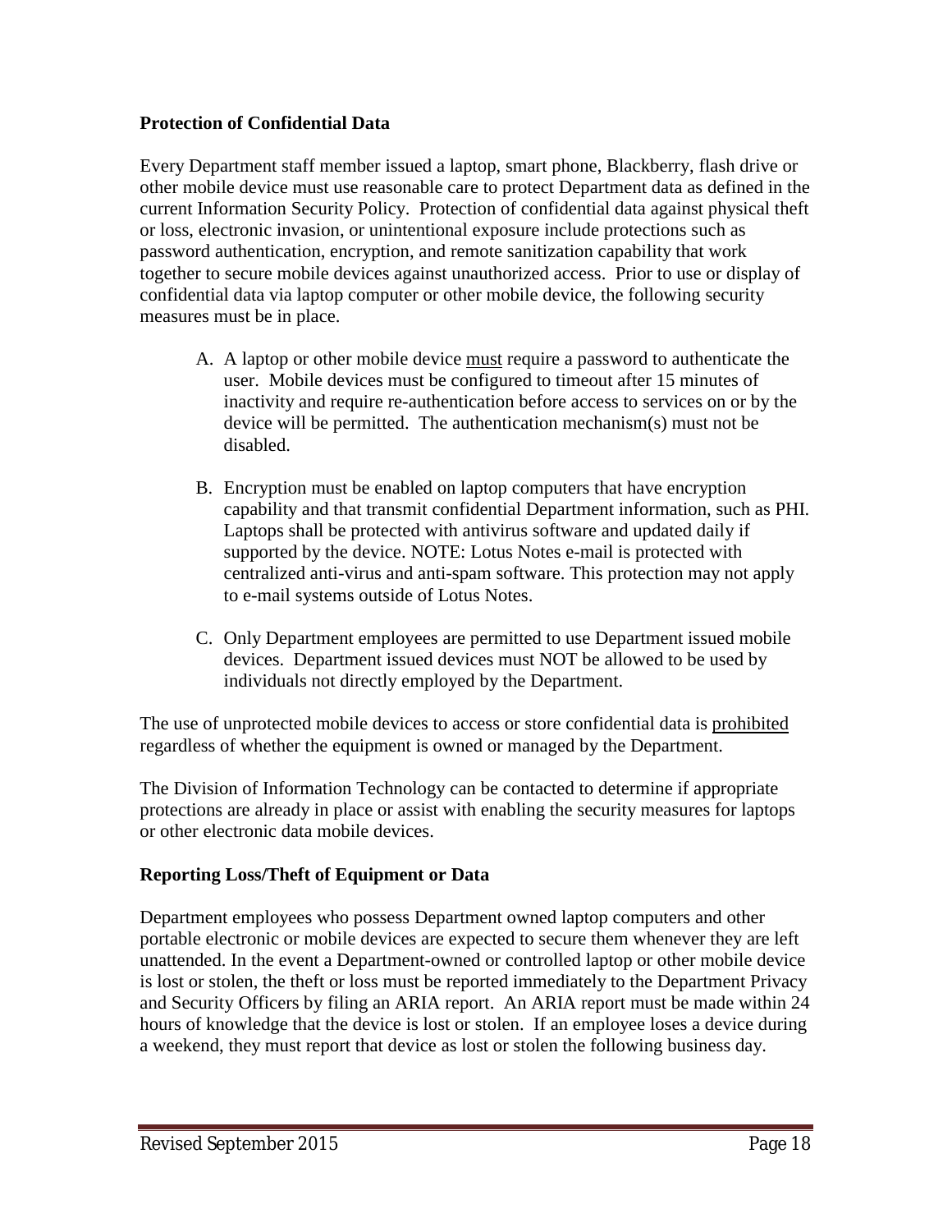**Protection of Confidential Data**

Every Department staff member issued a laptop, smart phone, Blackberry, flash drive or other mobile device must use reasonable care to protect Department data as defined in the current Information Security Policy. Protection of confidential data against physical theft or loss, electronic invasion, or unintentional exposure include protections such as password authentication, encryption, and remote sanitization capability that work together to secure mobile devices against unauthorized access. Prior to use or display of confidential data via laptop computer or other mobile device, the following security measures must be in place.

A. A laptop or other mobile device <u>must</u> require a password to authenticate the user. Mobile devices must be configured to timeout after 15 minutes of inactivity and require re-authentication before access to services on or by the device will be permitted. The authentication mechanism(s) must not be disabled.

B. Encryption must be enabled on laptop computers that have encryption capability and that transmit confidential Department information, such as PHI. Laptops shall be protected with antivirus software and updated daily if supported by the device. NOTE: Lotus Notes e-mail is protected with centralized anti-virus and anti-spam software. This protection may not apply to e-mail systems outside of Lotus Notes.

C. Only Department employees are permitted to use Department issued mobile devices. Department issued devices must NOT be allowed to be used by individuals not directly employed by the Department.

The use of unprotected mobile devices to access or store confidential data is <u>prohibited</u> regardless of whether the equipment is owned or managed by the Department.

The Division of Information Technology can be contacted to determine if appropriate protections are already in place or assist with enabling the security measures for laptops or other electronic data mobile devices.

**Reporting Loss/Theft of Equipment or Data**

Department employees who possess Department owned laptop computers and other portable electronic or mobile devices are expected to secure them whenever they are left unattended. In the event a Department-owned or controlled laptop or other mobile device is lost or stolen, the theft or loss must be reported immediately to the Department Privacy and Security Officers by filing an ARIA report. An ARIA report must be made within 24 hours of knowledge that the device is lost or stolen. If an employee loses a device during a weekend, they must report that device as lost or stolen the following business day.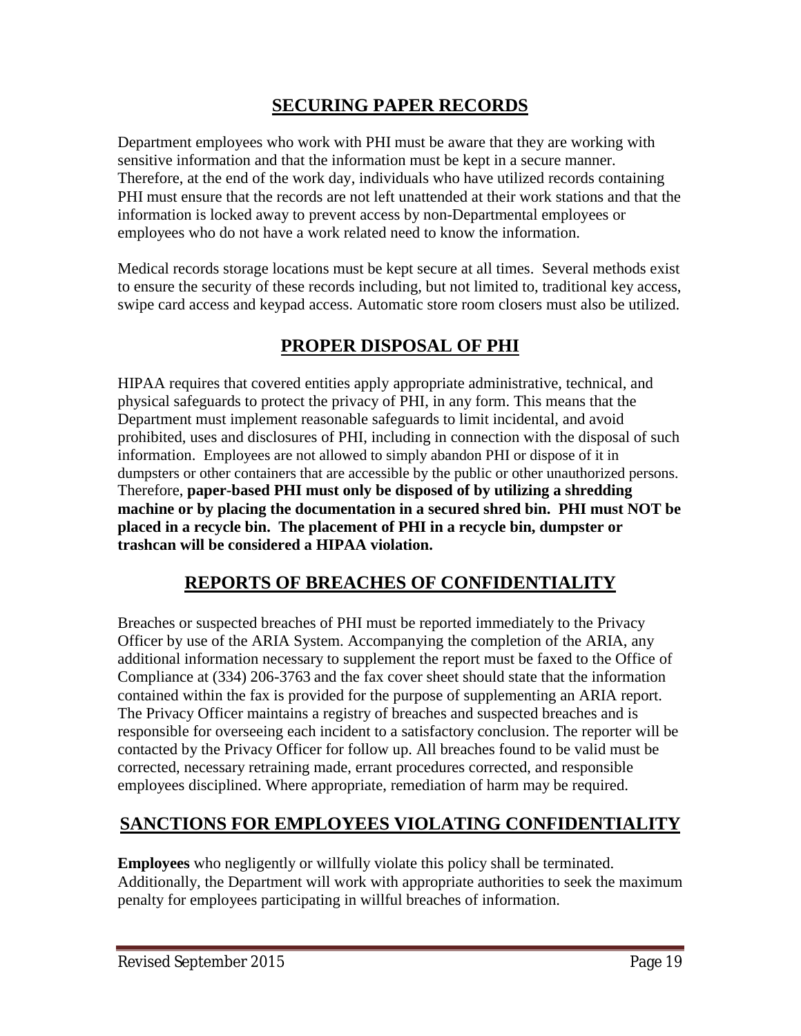## SECURING PAPER RECORDS

Department employees who work with PHI must be aware that they are working with sensitive information and that the information must be kept in a secure manner. Therefore, at the end of the work day, individuals who have utilized records containing PHI must ensure that the records are not left unattended at their work stations and that the information is locked away to prevent access by non-Departmental employees or employees who do not have a work related need to know the information.

Medical records storage locations must be kept secure at all times. Several methods exist to ensure the security of these records including, but not limited to, traditional key access, swipe card access and keypad access. Automatic store room closers must also be utilized.

## PROPER DISPOSAL OF PHI

HIPAA requires that covered entities apply appropriate administrative, technical, and physical safeguards to protect the privacy of PHI, in any form. This means that the Department must implement reasonable safeguards to limit incidental, and avoid prohibited, uses and disclosures of PHI, including in connection with the disposal of such information. Employees are not allowed to simply abandon PHI or dispose of it in dumpsters or other containers that are accessible by the public or other unauthorized persons. Therefore, **paper-based PHI must only be disposed of by utilizing a shredding machine or by placing the documentation in a secured shred bin. PHI must NOT be placed in a recycle bin. The placement of PHI in a recycle bin, dumpster or trashcan will be considered a HIPAA violation.**

## REPORTS OF BREACHES OF CONFIDENTIALITY

Breaches or suspected breaches of PHI must be reported immediately to the Privacy Officer by use of the ARIA System. Accompanying the completion of the ARIA, any additional information necessary to supplement the report must be faxed to the Office of Compliance at (334) 206-3763 and the fax cover sheet should state that the information contained within the fax is provided for the purpose of supplementing an ARIA report. The Privacy Officer maintains a registry of breaches and suspected breaches and is responsible for overseeing each incident to a satisfactory conclusion. The reporter will be contacted by the Privacy Officer for follow up. All breaches found to be valid must be corrected, necessary retraining made, errant procedures corrected, and responsible employees disciplined. Where appropriate, remediation of harm may be required.

## SANCTIONS FOR EMPLOYEES VIOLATING CONFIDENTIALITY

**Employees** who negligently or willfully violate this policy shall be terminated. Additionally, the Department will work with appropriate authorities to seek the maximum penalty for employees participating in willful breaches of information.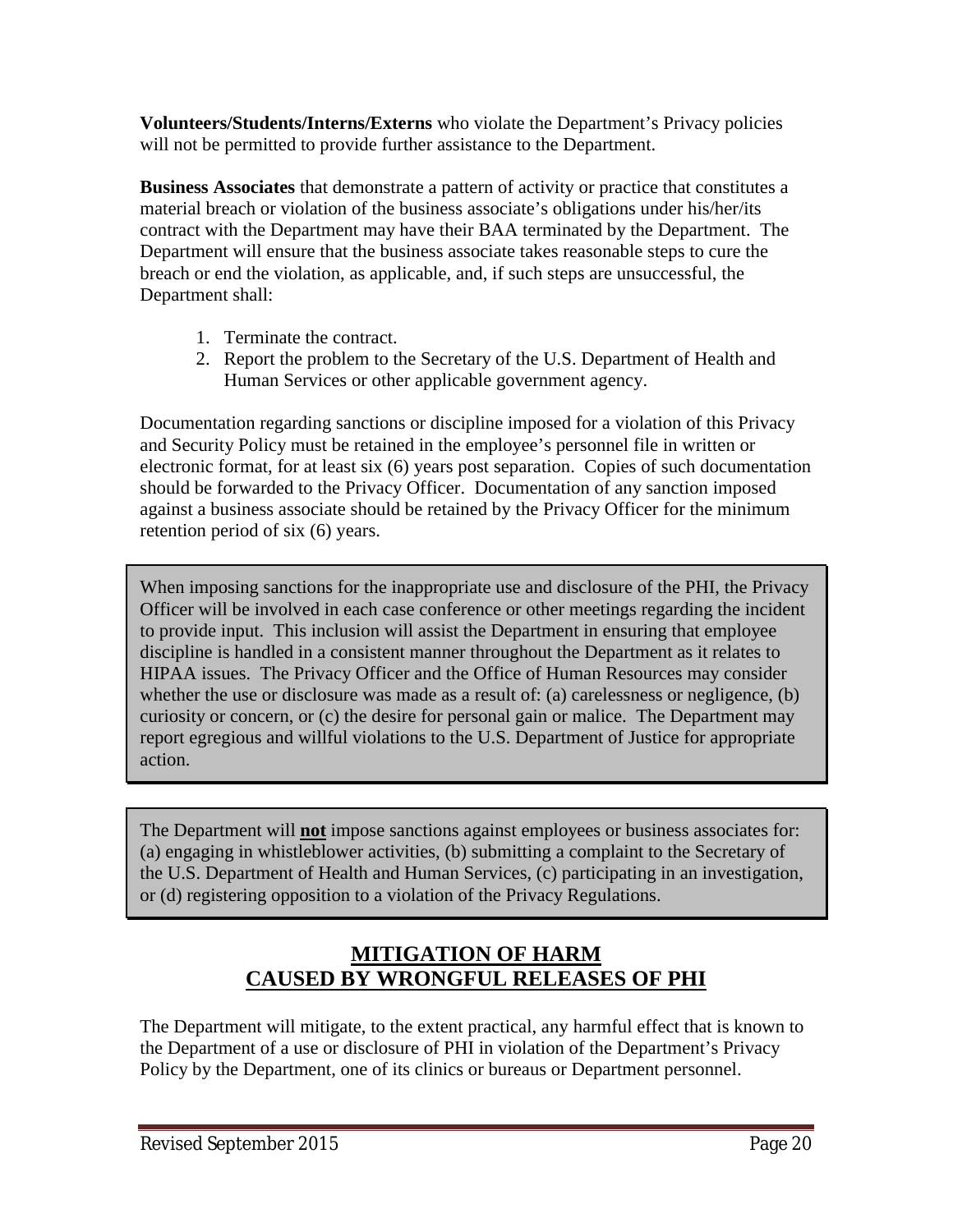**Volunteers/Students/Interns/Externs** who violate the Department's Privacy policies will not be permitted to provide further assistance to the Department.

**Business Associates** that demonstrate a pattern of activity or practice that constitutes a material breach or violation of the business associate's obligations under his/her/its contract with the Department may have their BAA terminated by the Department. The Department will ensure that the business associate takes reasonable steps to cure the breach or end the violation, as applicable, and, if such steps are unsuccessful, the Department shall:

1. Terminate the contract.
2. Report the problem to the Secretary of the U.S. Department of Health and Human Services or other applicable government agency.

Documentation regarding sanctions or discipline imposed for a violation of this Privacy and Security Policy must be retained in the employee's personnel file in written or electronic format, for at least six (6) years post separation. Copies of such documentation should be forwarded to the Privacy Officer. Documentation of any sanction imposed against a business associate should be retained by the Privacy Officer for the minimum retention period of six (6) years.

When imposing sanctions for the inappropriate use and disclosure of the PHI, the Privacy Officer will be involved in each case conference or other meetings regarding the incident to provide input. This inclusion will assist the Department in ensuring that employee discipline is handled in a consistent manner throughout the Department as it relates to HIPAA issues. The Privacy Officer and the Office of Human Resources may consider whether the use or disclosure was made as a result of: (a) carelessness or negligence, (b) curiosity or concern, or (c) the desire for personal gain or malice. The Department may report egregious and willful violations to the U.S. Department of Justice for appropriate action.

The Department will **not** impose sanctions against employees or business associates for: (a) engaging in whistleblower activities, (b) submitting a complaint to the Secretary of the U.S. Department of Health and Human Services, (c) participating in an investigation, or (d) registering opposition to a violation of the Privacy Regulations.

## MITIGATION OF HARM CAUSED BY WRONGFUL RELEASES OF PHI

The Department will mitigate, to the extent practical, any harmful effect that is known to the Department of a use or disclosure of PHI in violation of the Department's Privacy Policy by the Department, one of its clinics or bureaus or Department personnel.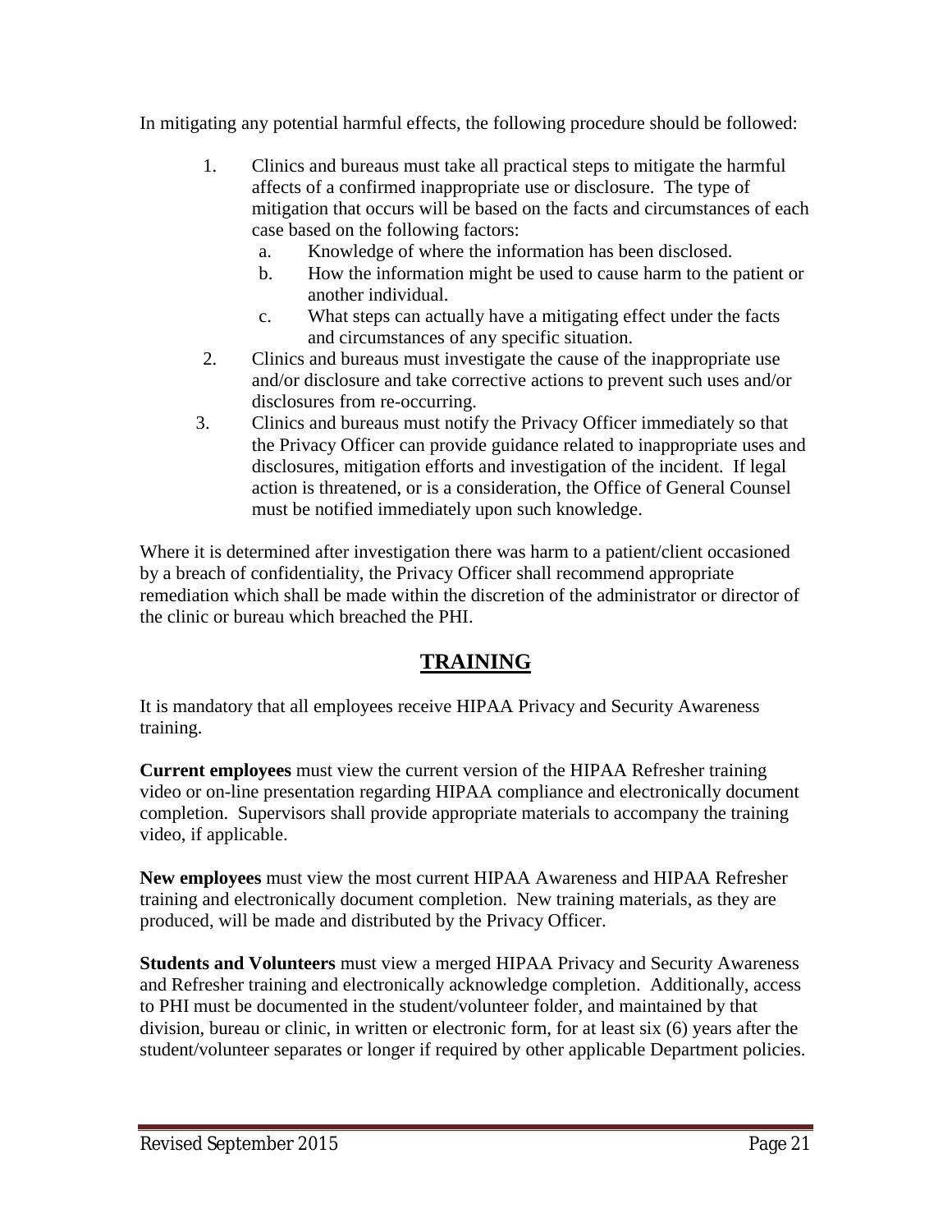In mitigating any potential harmful effects, the following procedure should be followed:

1. Clinics and bureaus must take all practical steps to mitigate the harmful affects of a confirmed inappropriate use or disclosure. The type of mitigation that occurs will be based on the facts and circumstances of each case based on the following factors:
   a. Knowledge of where the information has been disclosed.
   b. How the information might be used to cause harm to the patient or another individual.
   c. What steps can actually have a mitigating effect under the facts and circumstances of any specific situation.
2. Clinics and bureaus must investigate the cause of the inappropriate use and/or disclosure and take corrective actions to prevent such uses and/or disclosures from re-occurring.
3. Clinics and bureaus must notify the Privacy Officer immediately so that the Privacy Officer can provide guidance related to inappropriate uses and disclosures, mitigation efforts and investigation of the incident. If legal action is threatened, or is a consideration, the Office of General Counsel must be notified immediately upon such knowledge.

Where it is determined after investigation there was harm to a patient/client occasioned by a breach of confidentiality, the Privacy Officer shall recommend appropriate remediation which shall be made within the discretion of the administrator or director of the clinic or bureau which breached the PHI.

## TRAINING

It is mandatory that all employees receive HIPAA Privacy and Security Awareness training.

**Current employees** must view the current version of the HIPAA Refresher training video or on-line presentation regarding HIPAA compliance and electronically document completion. Supervisors shall provide appropriate materials to accompany the training video, if applicable.

**New employees** must view the most current HIPAA Awareness and HIPAA Refresher training and electronically document completion. New training materials, as they are produced, will be made and distributed by the Privacy Officer.

**Students and Volunteers** must view a merged HIPAA Privacy and Security Awareness and Refresher training and electronically acknowledge completion. Additionally, access to PHI must be documented in the student/volunteer folder, and maintained by that division, bureau or clinic, in written or electronic form, for at least six (6) years after the student/volunteer separates or longer if required by other applicable Department policies.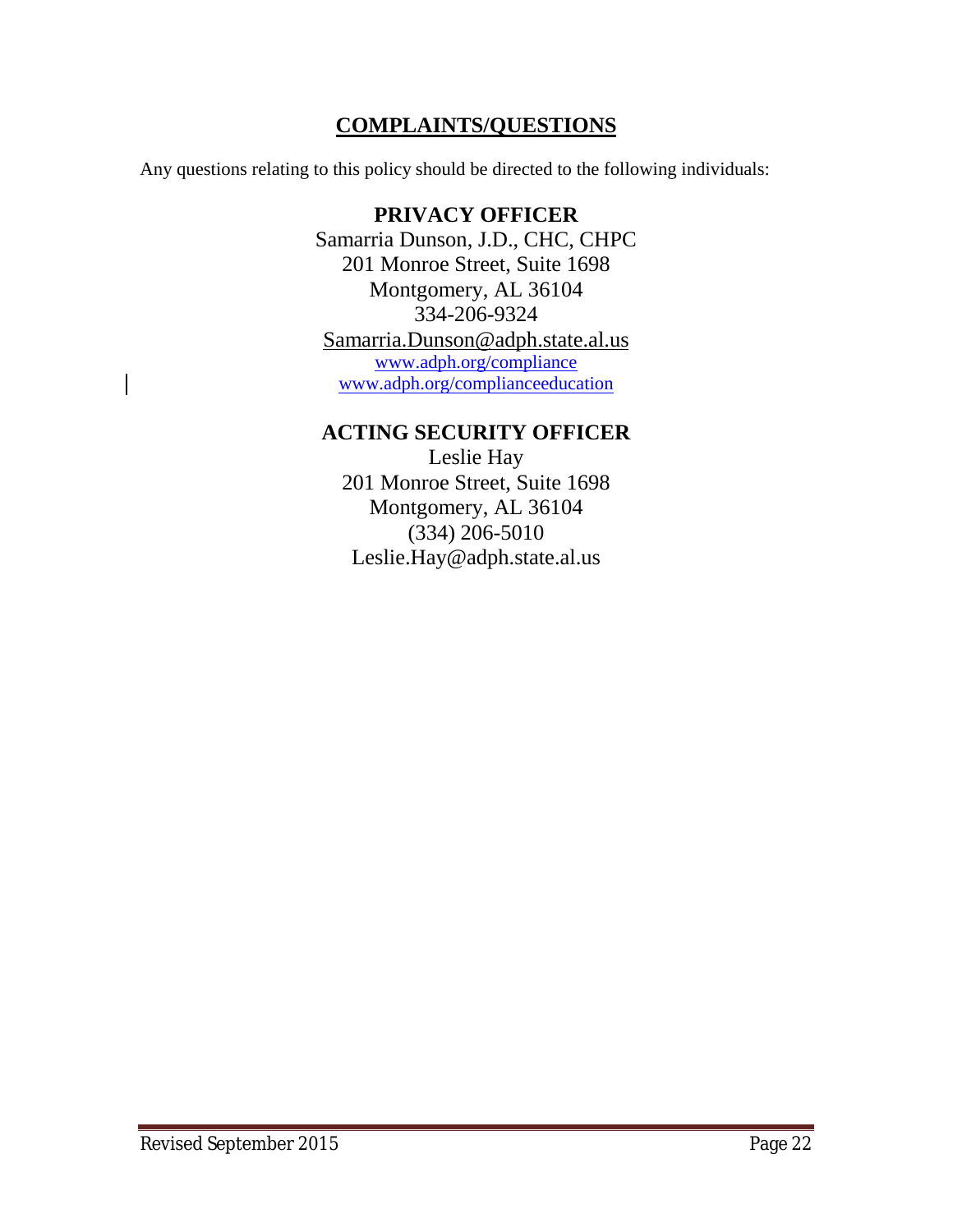## COMPLAINTS/QUESTIONS

Any questions relating to this policy should be directed to the following individuals:

**PRIVACY OFFICER**
Samarria Dunson, J.D., CHC, CHPC
201 Monroe Street, Suite 1698
Montgomery, AL 36104
334-206-9324
Samarria.Dunson@adph.state.al.us
www.adph.org/compliance
www.adph.org/complianceeducation

**ACTING SECURITY OFFICER**
Leslie Hay
201 Monroe Street, Suite 1698
Montgomery, AL 36104
(334) 206-5010
Leslie.Hay@adph.state.al.us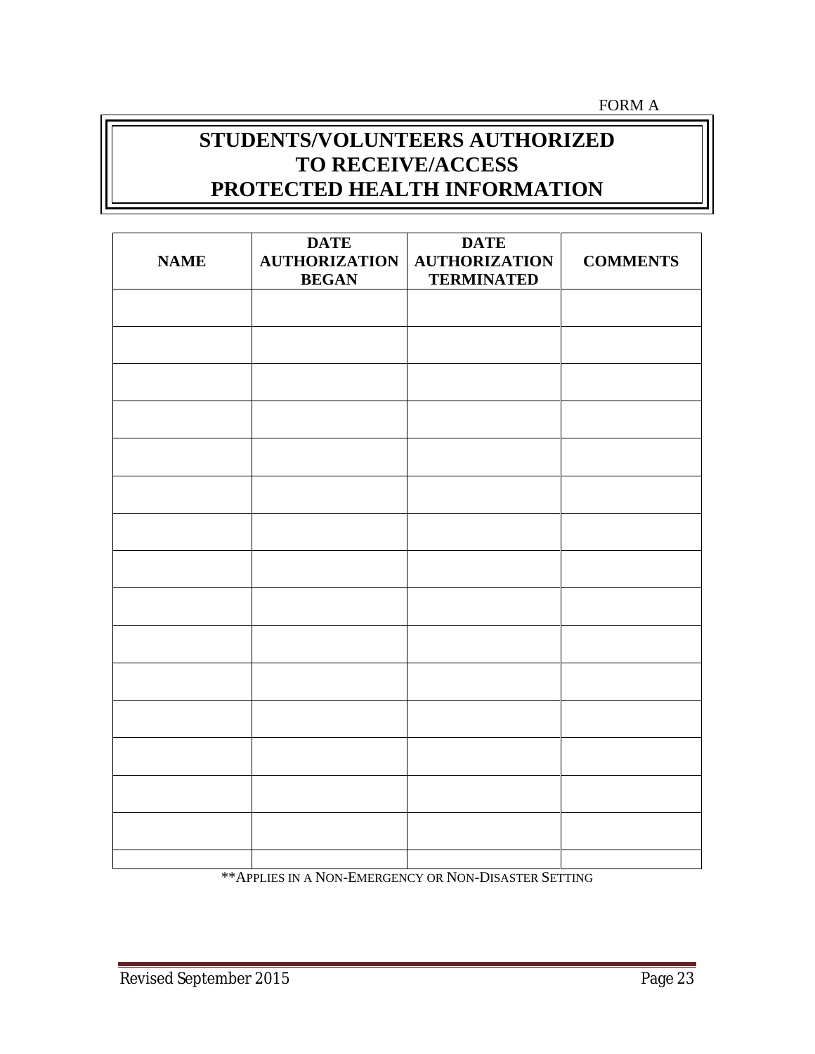FORM A

# STUDENTS/VOLUNTEERS AUTHORIZED TO RECEIVE/ACCESS PROTECTED HEALTH INFORMATION

| NAME | DATE AUTHORIZATION BEGAN | DATE AUTHORIZATION TERMINATED | COMMENTS |
|---|---|---|---|
| | | | |
| | | | |
| | | | |
| | | | |
| | | | |
| | | | |
| | | | |
| | | | |
| | | | |
| | | | |
| | | | |
| | | | |
| | | | |
| | | | |
| | | | |
| | | | |

**APPLIES IN A NON-EMERGENCY OR NON-DISASTER SETTING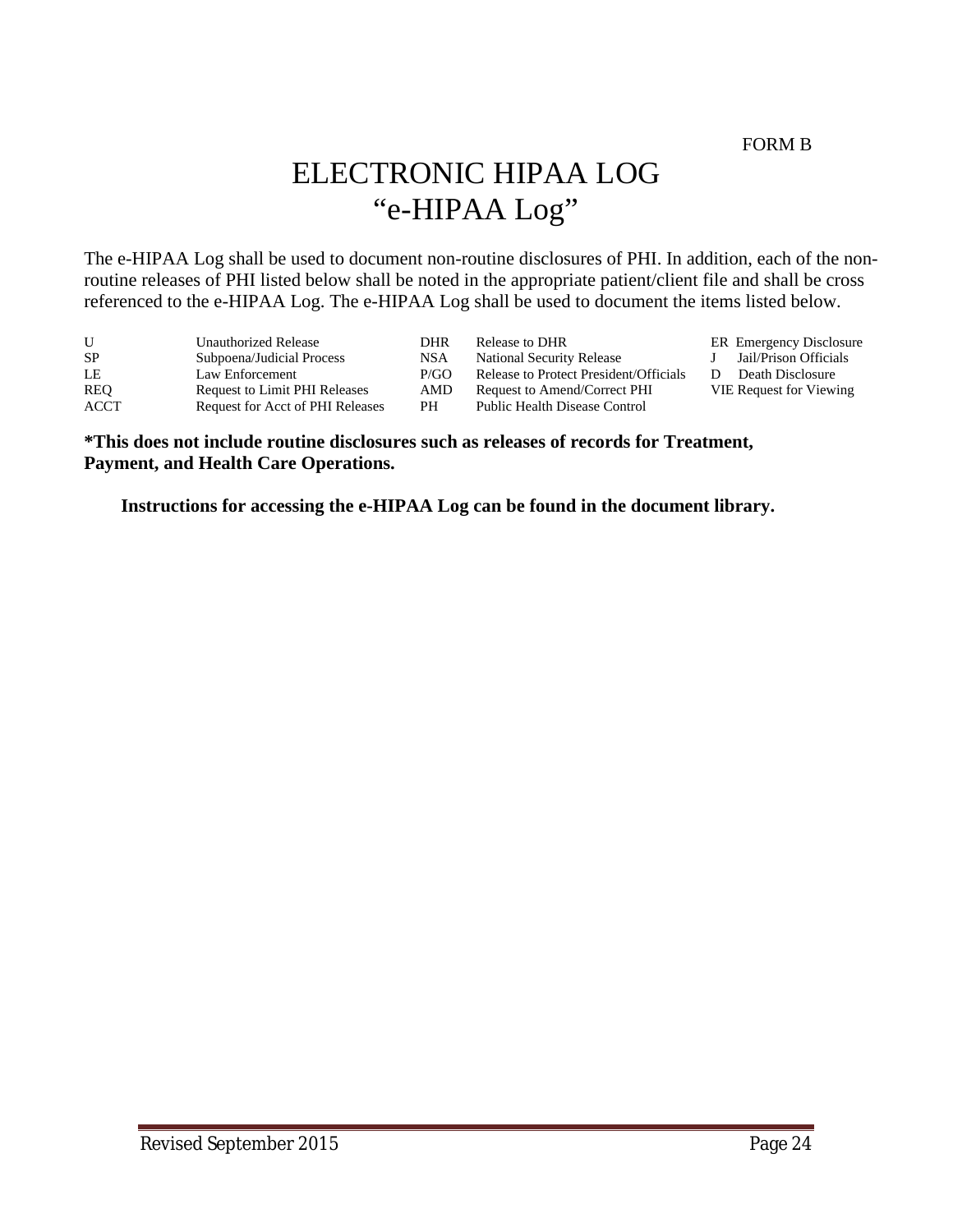FORM B

# ELECTRONIC HIPAA LOG
# "e-HIPAA Log"

The e-HIPAA Log shall be used to document non-routine disclosures of PHI. In addition, each of the non-routine releases of PHI listed below shall be noted in the appropriate patient/client file and shall be cross referenced to the e-HIPAA Log. The e-HIPAA Log shall be used to document the items listed below.

| | | | | | |
|---|---|---|---|---|---|
| U | Unauthorized Release | DHR | Release to DHR | ER | Emergency Disclosure |
| SP | Subpoena/Judicial Process | NSA | National Security Release | J | Jail/Prison Officials |
| LE | Law Enforcement | P/GO | Release to Protect President/Officials | D | Death Disclosure |
| REQ | Request to Limit PHI Releases | AMD | Request to Amend/Correct PHI | VIE | Request for Viewing |
| ACCT | Request for Acct of PHI Releases | PH | Public Health Disease Control | | |

**\*This does not include routine disclosures such as releases of records for Treatment, Payment, and Health Care Operations.**

**Instructions for accessing the e-HIPAA Log can be found in the document library.**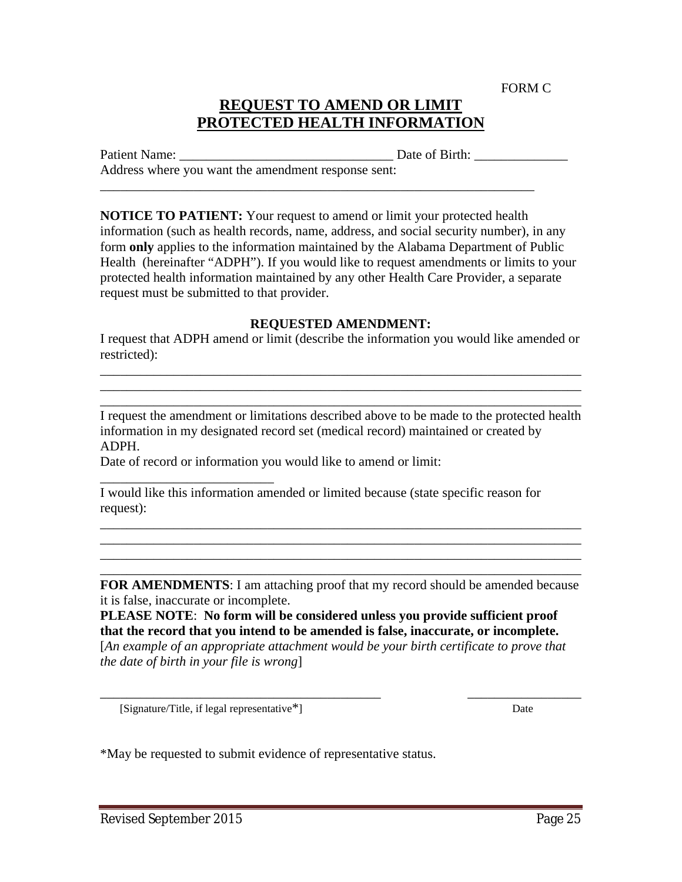FORM C

# REQUEST TO AMEND OR LIMIT PROTECTED HEALTH INFORMATION

Patient Name: ________________________________ Date of Birth: ______________

Address where you want the amendment response sent:

_________________________________________________________________

**NOTICE TO PATIENT:** Your request to amend or limit your protected health information (such as health records, name, address, and social security number), in any form **only** applies to the information maintained by the Alabama Department of Public Health (hereinafter "ADPH"). If you would like to request amendments or limits to your protected health information maintained by any other Health Care Provider, a separate request must be submitted to that provider.

**REQUESTED AMENDMENT:**

I request that ADPH amend or limit (describe the information you would like amended or restricted):

________________________________________________________________________

________________________________________________________________________

________________________________________________________________________

I request the amendment or limitations described above to be made to the protected health information in my designated record set (medical record) maintained or created by ADPH.

Date of record or information you would like to amend or limit:

__________________________

I would like this information amended or limited because (state specific reason for request):

________________________________________________________________________

________________________________________________________________________

________________________________________________________________________

________________________________________________________________________

**FOR AMENDMENTS**: I am attaching proof that my record should be amended because it is false, inaccurate or incomplete.

**PLEASE NOTE**: **No form will be considered unless you provide sufficient proof that the record that you intend to be amended is false, inaccurate, or incomplete.**

[*An example of an appropriate attachment would be your birth certificate to prove that the date of birth in your file is wrong*]

__________________________________________ _________________

[Signature/Title, if legal representative*] Date

*May be requested to submit evidence of representative status.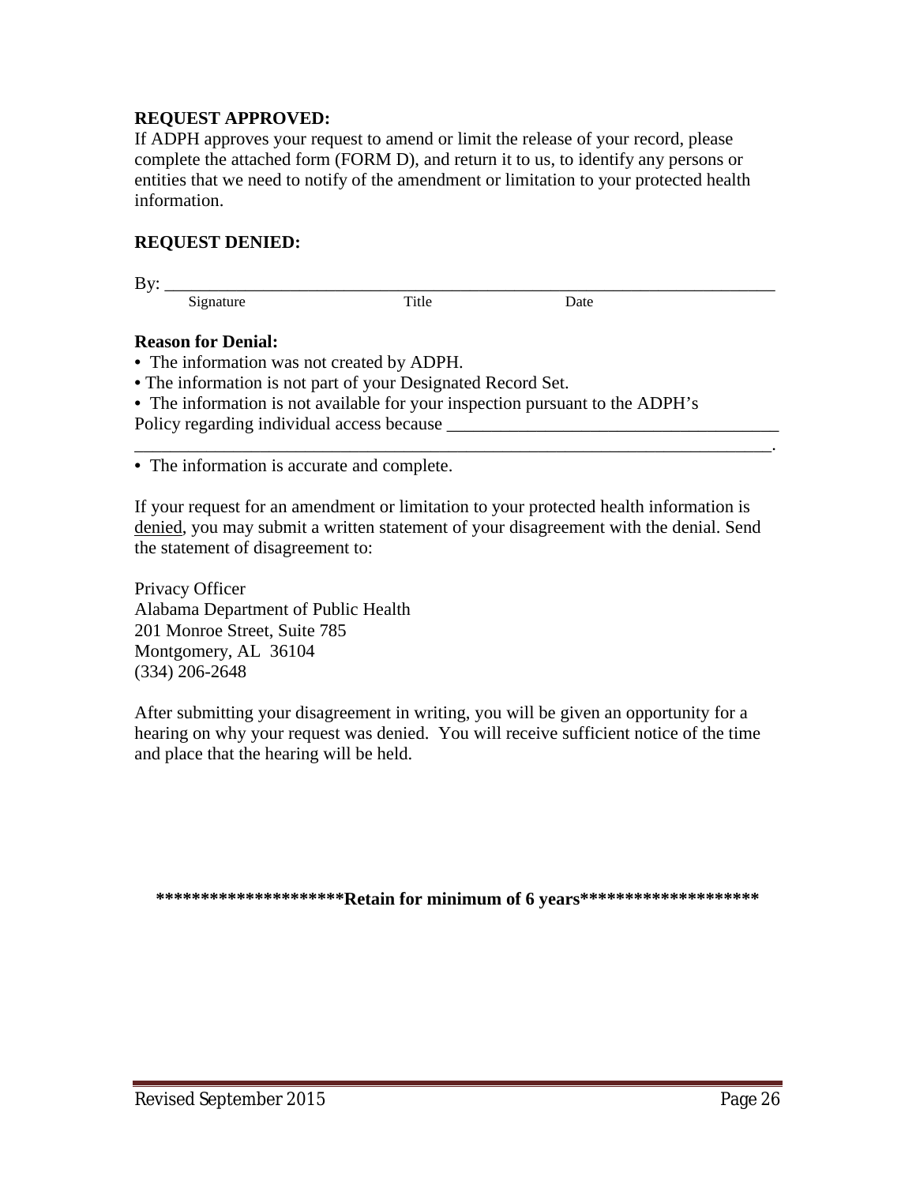**REQUEST APPROVED:**
If ADPH approves your request to amend or limit the release of your record, please complete the attached form (FORM D), and return it to us, to identify any persons or entities that we need to notify of the amendment or limitation to your protected health information.

**REQUEST DENIED:**

By: ___________________________________________________________________
Signature Title Date

**Reason for Denial:**

- The information was not created by ADPH.
- The information is not part of your Designated Record Set.
- The information is not available for your inspection pursuant to the ADPH's Policy regarding individual access because _____________________________________ _______________________________________________________________________.
- The information is accurate and complete.

If your request for an amendment or limitation to your protected health information is denied, you may submit a written statement of your disagreement with the denial. Send the statement of disagreement to:

Privacy Officer
Alabama Department of Public Health
201 Monroe Street, Suite 785
Montgomery, AL 36104
(334) 206-2648

After submitting your disagreement in writing, you will be given an opportunity for a hearing on why your request was denied. You will receive sufficient notice of the time and place that the hearing will be held.

**********************Retain for minimum of 6 years*********************

Revised September 2015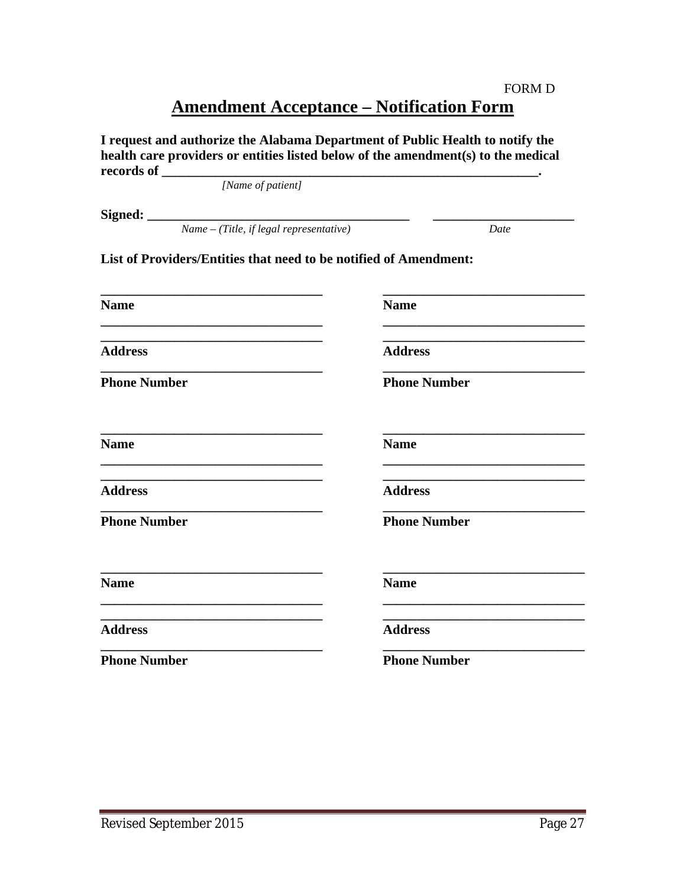FORM D

# Amendment Acceptance – Notification Form

**I request and authorize the Alabama Department of Public Health to notify the health care providers or entities listed below of the amendment(s) to the medical records of \_\_\_\_\_\_\_\_\_\_\_\_\_\_\_\_\_\_\_\_\_\_\_\_\_\_\_\_\_\_\_\_\_\_\_\_\_\_\_\_\_\_\_\_\_\_\_\_\_\_\_\_.**

*[Name of patient]*

**Signed: \_\_\_\_\_\_\_\_\_\_\_\_\_\_\_\_\_\_\_\_\_\_\_\_\_\_\_\_\_\_\_\_\_\_\_\_\_\_\_\_**   \_\_\_\_\_\_\_\_\_\_\_\_\_\_\_\_\_\_\_\_\_\_

*Name – (Title, if legal representative)*   *Date*

**List of Providers/Entities that need to be notified of Amendment:**

| | |
|---|---|
| \_\_\_\_\_\_\_\_\_\_\_\_\_\_\_\_\_\_\_\_\_\_\_\_\_\_\_\_\_\_ | \_\_\_\_\_\_\_\_\_\_\_\_\_\_\_\_\_\_\_\_\_\_\_\_\_\_\_\_\_\_ |
| **Name** | **Name** |
| \_\_\_\_\_\_\_\_\_\_\_\_\_\_\_\_\_\_\_\_\_\_\_\_\_\_\_\_\_\_ | \_\_\_\_\_\_\_\_\_\_\_\_\_\_\_\_\_\_\_\_\_\_\_\_\_\_\_\_\_\_ |
| \_\_\_\_\_\_\_\_\_\_\_\_\_\_\_\_\_\_\_\_\_\_\_\_\_\_\_\_\_\_ | \_\_\_\_\_\_\_\_\_\_\_\_\_\_\_\_\_\_\_\_\_\_\_\_\_\_\_\_\_\_ |
| **Address** | **Address** |
| \_\_\_\_\_\_\_\_\_\_\_\_\_\_\_\_\_\_\_\_\_\_\_\_\_\_\_\_\_\_ | \_\_\_\_\_\_\_\_\_\_\_\_\_\_\_\_\_\_\_\_\_\_\_\_\_\_\_\_\_\_ |
| **Phone Number** | **Phone Number** |
| \_\_\_\_\_\_\_\_\_\_\_\_\_\_\_\_\_\_\_\_\_\_\_\_\_\_\_\_\_\_ | \_\_\_\_\_\_\_\_\_\_\_\_\_\_\_\_\_\_\_\_\_\_\_\_\_\_\_\_\_\_ |
| **Name** | **Name** |
| \_\_\_\_\_\_\_\_\_\_\_\_\_\_\_\_\_\_\_\_\_\_\_\_\_\_\_\_\_\_ | \_\_\_\_\_\_\_\_\_\_\_\_\_\_\_\_\_\_\_\_\_\_\_\_\_\_\_\_\_\_ |
| \_\_\_\_\_\_\_\_\_\_\_\_\_\_\_\_\_\_\_\_\_\_\_\_\_\_\_\_\_\_ | \_\_\_\_\_\_\_\_\_\_\_\_\_\_\_\_\_\_\_\_\_\_\_\_\_\_\_\_\_\_ |
| **Address** | **Address** |
| \_\_\_\_\_\_\_\_\_\_\_\_\_\_\_\_\_\_\_\_\_\_\_\_\_\_\_\_\_\_ | \_\_\_\_\_\_\_\_\_\_\_\_\_\_\_\_\_\_\_\_\_\_\_\_\_\_\_\_\_\_ |
| **Phone Number** | **Phone Number** |
| \_\_\_\_\_\_\_\_\_\_\_\_\_\_\_\_\_\_\_\_\_\_\_\_\_\_\_\_\_\_ | \_\_\_\_\_\_\_\_\_\_\_\_\_\_\_\_\_\_\_\_\_\_\_\_\_\_\_\_\_\_ |
| **Name** | **Name** |
| \_\_\_\_\_\_\_\_\_\_\_\_\_\_\_\_\_\_\_\_\_\_\_\_\_\_\_\_\_\_ | \_\_\_\_\_\_\_\_\_\_\_\_\_\_\_\_\_\_\_\_\_\_\_\_\_\_\_\_\_\_ |
| \_\_\_\_\_\_\_\_\_\_\_\_\_\_\_\_\_\_\_\_\_\_\_\_\_\_\_\_\_\_ | \_\_\_\_\_\_\_\_\_\_\_\_\_\_\_\_\_\_\_\_\_\_\_\_\_\_\_\_\_\_ |
| **Address** | **Address** |
| \_\_\_\_\_\_\_\_\_\_\_\_\_\_\_\_\_\_\_\_\_\_\_\_\_\_\_\_\_\_ | \_\_\_\_\_\_\_\_\_\_\_\_\_\_\_\_\_\_\_\_\_\_\_\_\_\_\_\_\_\_ |
| **Phone Number** | **Phone Number** |

Revised September 2015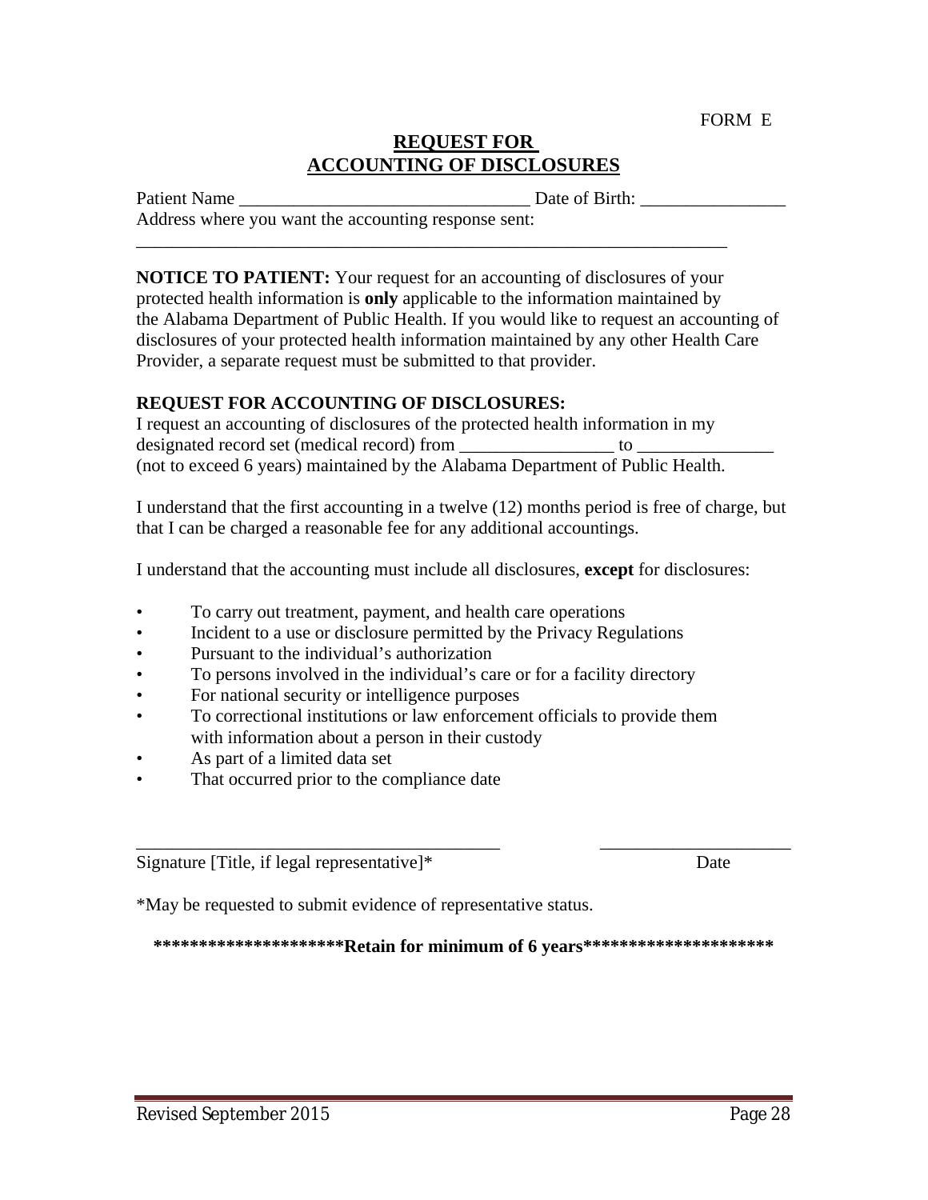FORM E

# REQUEST FOR ACCOUNTING OF DISCLOSURES

Patient Name ________________________________ Date of Birth: ________________

Address where you want the accounting response sent:

____________________________________________________________________

**NOTICE TO PATIENT:** Your request for an accounting of disclosures of your protected health information is **only** applicable to the information maintained by the Alabama Department of Public Health. If you would like to request an accounting of disclosures of your protected health information maintained by any other Health Care Provider, a separate request must be submitted to that provider.

**REQUEST FOR ACCOUNTING OF DISCLOSURES:**

I request an accounting of disclosures of the protected health information in my designated record set (medical record) from _________________ to _______________ (not to exceed 6 years) maintained by the Alabama Department of Public Health.

I understand that the first accounting in a twelve (12) months period is free of charge, but that I can be charged a reasonable fee for any additional accountings.

I understand that the accounting must include all disclosures, **except** for disclosures:

- To carry out treatment, payment, and health care operations
- Incident to a use or disclosure permitted by the Privacy Regulations
- Pursuant to the individual's authorization
- To persons involved in the individual's care or for a facility directory
- For national security or intelligence purposes
- To correctional institutions or law enforcement officials to provide them with information about a person in their custody
- As part of a limited data set
- That occurred prior to the compliance date

_________________________________________ ______________________

Signature [Title, if legal representative]* Date

*May be requested to submit evidence of representative status.

**********************Retain for minimum of 6 years**********************